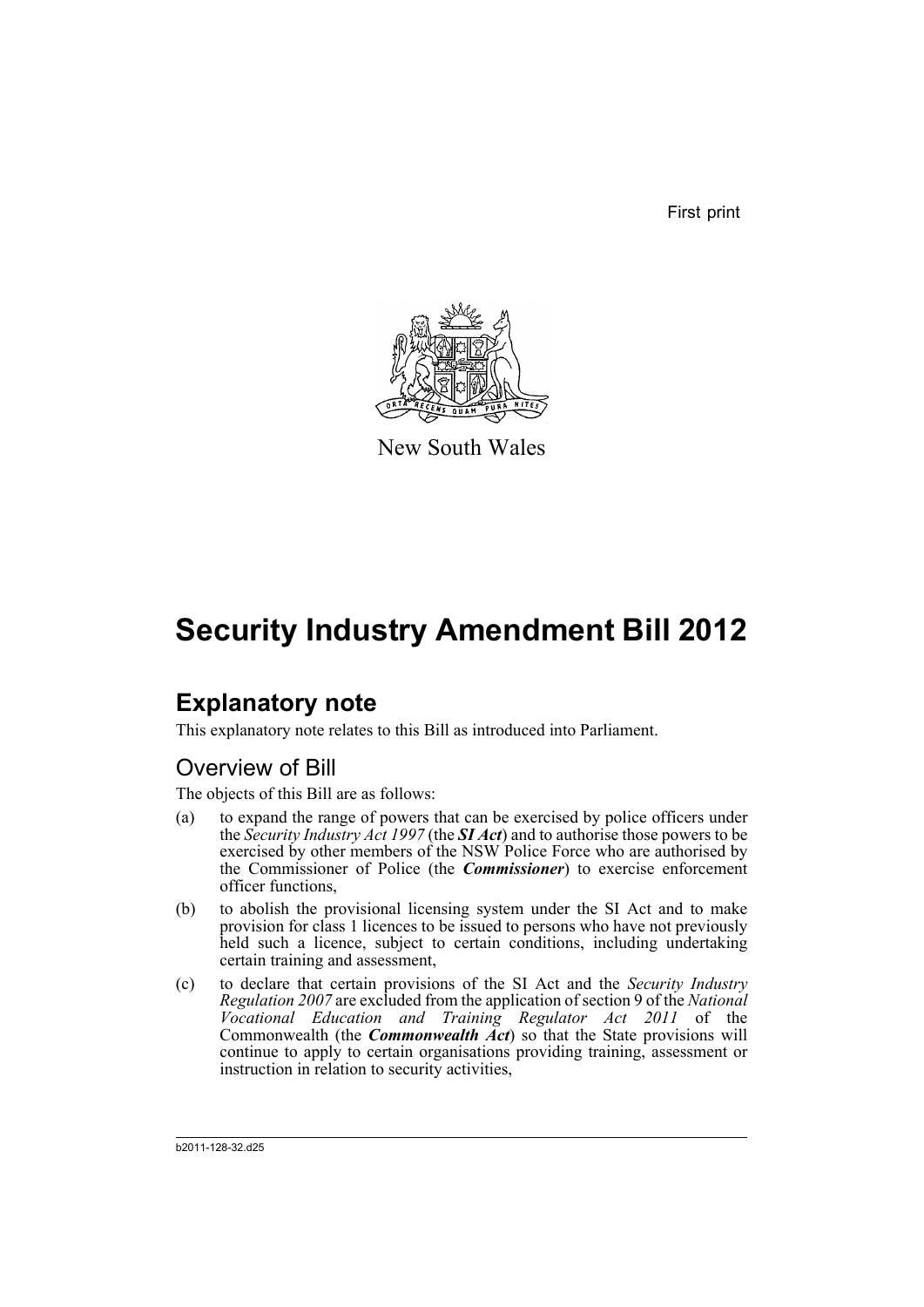First print

New South Wales

# Security Industry Amendment Bill 2012

## Explanatory note

This explanatory note relates to this Bill as introduced into Parliament.

### Overview of Bill

The objects of this Bill are as follows:

(a) to expand the range of powers that can be exercised by police officers under the *Security Industry Act 1997* (the ***SI Act***) and to authorise those powers to be exercised by other members of the NSW Police Force who are authorised by the Commissioner of Police (the ***Commissioner***) to exercise enforcement officer functions,

(b) to abolish the provisional licensing system under the SI Act and to make provision for class 1 licences to be issued to persons who have not previously held such a licence, subject to certain conditions, including undertaking certain training and assessment,

(c) to declare that certain provisions of the SI Act and the *Security Industry Regulation 2007* are excluded from the application of section 9 of the *National Vocational Education and Training Regulator Act 2011* of the Commonwealth (the ***Commonwealth Act***) so that the State provisions will continue to apply to certain organisations providing training, assessment or instruction in relation to security activities,

b2011-128-32.d25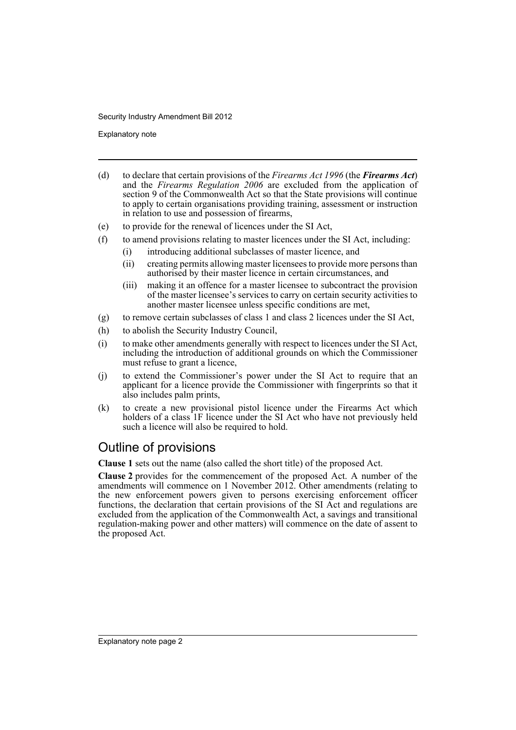(d) to declare that certain provisions of the *Firearms Act 1996* (the ***Firearms Act***) and the *Firearms Regulation 2006* are excluded from the application of section 9 of the Commonwealth Act so that the State provisions will continue to apply to certain organisations providing training, assessment or instruction in relation to use and possession of firearms,

(e) to provide for the renewal of licences under the SI Act,

(f) to amend provisions relating to master licences under the SI Act, including:

    (i) introducing additional subclasses of master licence, and

    (ii) creating permits allowing master licensees to provide more persons than authorised by their master licence in certain circumstances, and

    (iii) making it an offence for a master licensee to subcontract the provision of the master licensee's services to carry on certain security activities to another master licensee unless specific conditions are met,

(g) to remove certain subclasses of class 1 and class 2 licences under the SI Act,

(h) to abolish the Security Industry Council,

(i) to make other amendments generally with respect to licences under the SI Act, including the introduction of additional grounds on which the Commissioner must refuse to grant a licence,

(j) to extend the Commissioner's power under the SI Act to require that an applicant for a licence provide the Commissioner with fingerprints so that it also includes palm prints,

(k) to create a new provisional pistol licence under the Firearms Act which holders of a class 1F licence under the SI Act who have not previously held such a licence will also be required to hold.

## Outline of provisions

**Clause 1** sets out the name (also called the short title) of the proposed Act.

**Clause 2** provides for the commencement of the proposed Act. A number of the amendments will commence on 1 November 2012. Other amendments (relating to the new enforcement powers given to persons exercising enforcement officer functions, the declaration that certain provisions of the SI Act and regulations are excluded from the application of the Commonwealth Act, a savings and transitional regulation-making power and other matters) will commence on the date of assent to the proposed Act.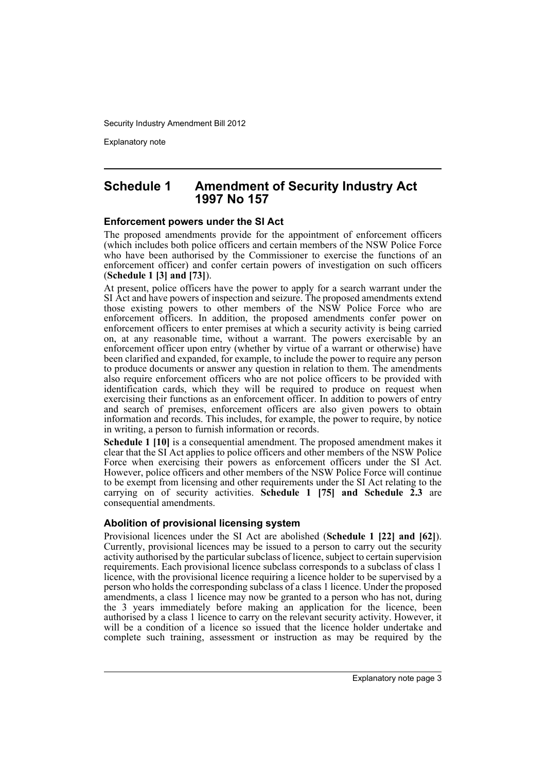## Schedule 1 Amendment of Security Industry Act 1997 No 157

### Enforcement powers under the SI Act

The proposed amendments provide for the appointment of enforcement officers (which includes both police officers and certain members of the NSW Police Force who have been authorised by the Commissioner to exercise the functions of an enforcement officer) and confer certain powers of investigation on such officers (**Schedule 1 [3] and [73]**).

At present, police officers have the power to apply for a search warrant under the SI Act and have powers of inspection and seizure. The proposed amendments extend those existing powers to other members of the NSW Police Force who are enforcement officers. In addition, the proposed amendments confer power on enforcement officers to enter premises at which a security activity is being carried on, at any reasonable time, without a warrant. The powers exercisable by an enforcement officer upon entry (whether by virtue of a warrant or otherwise) have been clarified and expanded, for example, to include the power to require any person to produce documents or answer any question in relation to them. The amendments also require enforcement officers who are not police officers to be provided with identification cards, which they will be required to produce on request when exercising their functions as an enforcement officer. In addition to powers of entry and search of premises, enforcement officers are also given powers to obtain information and records. This includes, for example, the power to require, by notice in writing, a person to furnish information or records.

**Schedule 1 [10]** is a consequential amendment. The proposed amendment makes it clear that the SI Act applies to police officers and other members of the NSW Police Force when exercising their powers as enforcement officers under the SI Act. However, police officers and other members of the NSW Police Force will continue to be exempt from licensing and other requirements under the SI Act relating to the carrying on of security activities. **Schedule 1 [75] and Schedule 2.3** are consequential amendments.

### Abolition of provisional licensing system

Provisional licences under the SI Act are abolished (**Schedule 1 [22] and [62]**). Currently, provisional licences may be issued to a person to carry out the security activity authorised by the particular subclass of licence, subject to certain supervision requirements. Each provisional licence subclass corresponds to a subclass of class 1 licence, with the provisional licence requiring a licence holder to be supervised by a person who holds the corresponding subclass of a class 1 licence. Under the proposed amendments, a class 1 licence may now be granted to a person who has not, during the 3 years immediately before making an application for the licence, been authorised by a class 1 licence to carry on the relevant security activity. However, it will be a condition of a licence so issued that the licence holder undertake and complete such training, assessment or instruction as may be required by the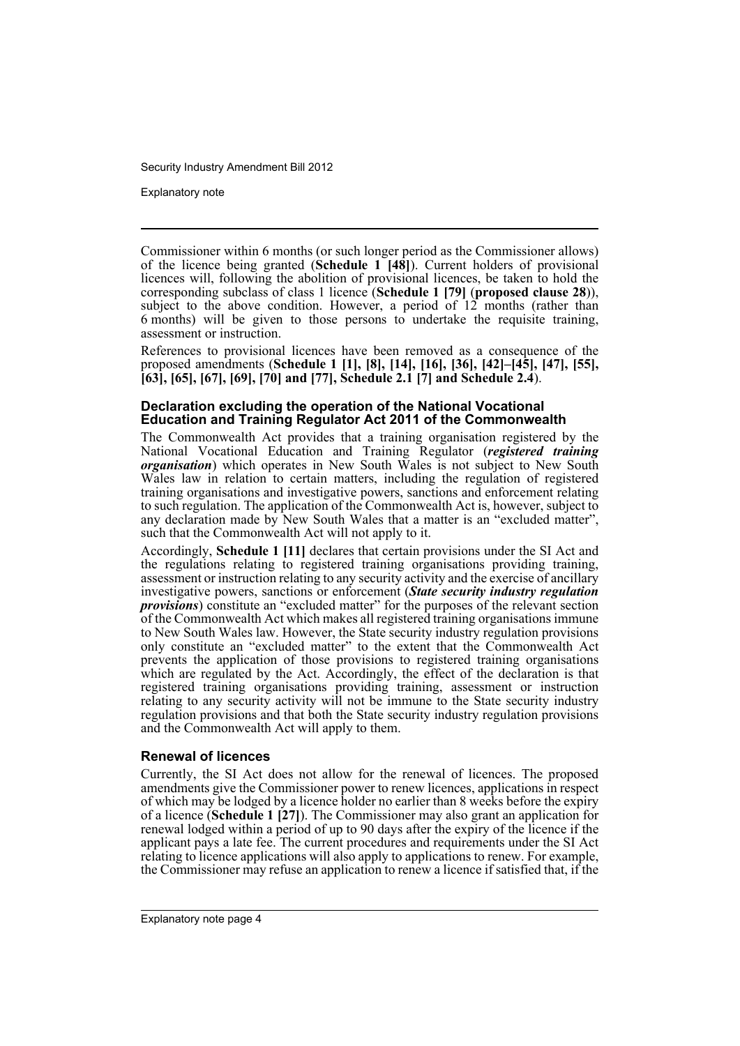Commissioner within 6 months (or such longer period as the Commissioner allows) of the licence being granted (**Schedule 1 [48]**). Current holders of provisional licences will, following the abolition of provisional licences, be taken to hold the corresponding subclass of class 1 licence (**Schedule 1 [79]** (**proposed clause 28**)), subject to the above condition. However, a period of 12 months (rather than 6 months) will be given to those persons to undertake the requisite training, assessment or instruction.

References to provisional licences have been removed as a consequence of the proposed amendments (**Schedule 1 [1], [8], [14], [16], [36], [42]–[45], [47], [55], [63], [65], [67], [69], [70] and [77], Schedule 2.1 [7] and Schedule 2.4**).

### Declaration excluding the operation of the National Vocational Education and Training Regulator Act 2011 of the Commonwealth

The Commonwealth Act provides that a training organisation registered by the National Vocational Education and Training Regulator (***registered training organisation***) which operates in New South Wales is not subject to New South Wales law in relation to certain matters, including the regulation of registered training organisations and investigative powers, sanctions and enforcement relating to such regulation. The application of the Commonwealth Act is, however, subject to any declaration made by New South Wales that a matter is an "excluded matter", such that the Commonwealth Act will not apply to it.

Accordingly, **Schedule 1 [11]** declares that certain provisions under the SI Act and the regulations relating to registered training organisations providing training, assessment or instruction relating to any security activity and the exercise of ancillary investigative powers, sanctions or enforcement (***State security industry regulation provisions***) constitute an "excluded matter" for the purposes of the relevant section of the Commonwealth Act which makes all registered training organisations immune to New South Wales law. However, the State security industry regulation provisions only constitute an "excluded matter" to the extent that the Commonwealth Act prevents the application of those provisions to registered training organisations which are regulated by the Act. Accordingly, the effect of the declaration is that registered training organisations providing training, assessment or instruction relating to any security activity will not be immune to the State security industry regulation provisions and that both the State security industry regulation provisions and the Commonwealth Act will apply to them.

### Renewal of licences

Currently, the SI Act does not allow for the renewal of licences. The proposed amendments give the Commissioner power to renew licences, applications in respect of which may be lodged by a licence holder no earlier than 8 weeks before the expiry of a licence (**Schedule 1 [27]**). The Commissioner may also grant an application for renewal lodged within a period of up to 90 days after the expiry of the licence if the applicant pays a late fee. The current procedures and requirements under the SI Act relating to licence applications will also apply to applications to renew. For example, the Commissioner may refuse an application to renew a licence if satisfied that, if the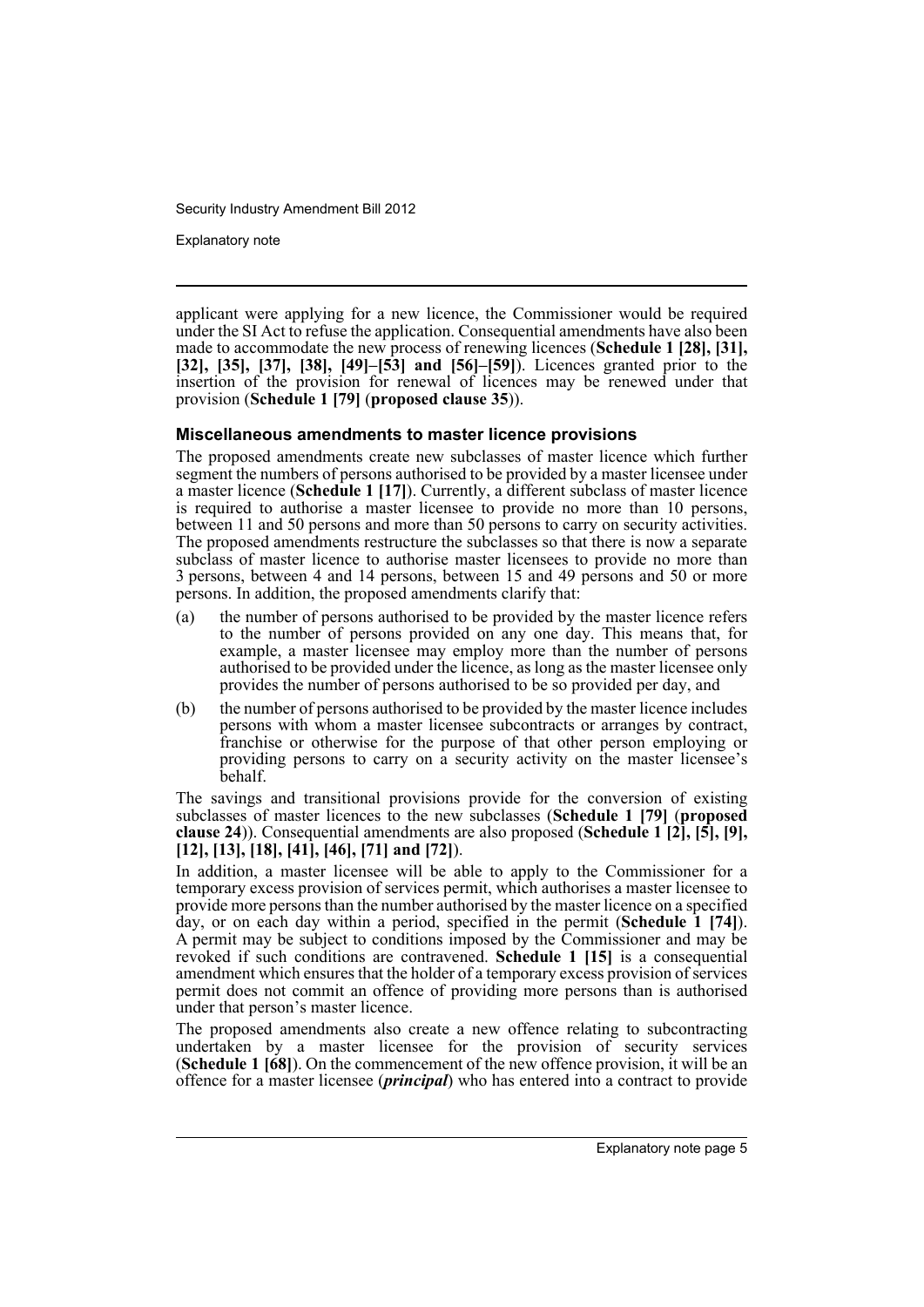applicant were applying for a new licence, the Commissioner would be required under the SI Act to refuse the application. Consequential amendments have also been made to accommodate the new process of renewing licences (**Schedule 1 [28], [31], [32], [35], [37], [38], [49]–[53] and [56]–[59]**). Licences granted prior to the insertion of the provision for renewal of licences may be renewed under that provision (**Schedule 1 [79]** (**proposed clause 35**)).

### Miscellaneous amendments to master licence provisions

The proposed amendments create new subclasses of master licence which further segment the numbers of persons authorised to be provided by a master licensee under a master licence (**Schedule 1 [17]**). Currently, a different subclass of master licence is required to authorise a master licensee to provide no more than 10 persons, between 11 and 50 persons and more than 50 persons to carry on security activities. The proposed amendments restructure the subclasses so that there is now a separate subclass of master licence to authorise master licensees to provide no more than 3 persons, between 4 and 14 persons, between 15 and 49 persons and 50 or more persons. In addition, the proposed amendments clarify that:

(a) the number of persons authorised to be provided by the master licence refers to the number of persons provided on any one day. This means that, for example, a master licensee may employ more than the number of persons authorised to be provided under the licence, as long as the master licensee only provides the number of persons authorised to be so provided per day, and

(b) the number of persons authorised to be provided by the master licence includes persons with whom a master licensee subcontracts or arranges by contract, franchise or otherwise for the purpose of that other person employing or providing persons to carry on a security activity on the master licensee's behalf.

The savings and transitional provisions provide for the conversion of existing subclasses of master licences to the new subclasses (**Schedule 1 [79]** (**proposed clause 24**)). Consequential amendments are also proposed (**Schedule 1 [2], [5], [9], [12], [13], [18], [41], [46], [71] and [72]**).

In addition, a master licensee will be able to apply to the Commissioner for a temporary excess provision of services permit, which authorises a master licensee to provide more persons than the number authorised by the master licence on a specified day, or on each day within a period, specified in the permit (**Schedule 1 [74]**). A permit may be subject to conditions imposed by the Commissioner and may be revoked if such conditions are contravened. **Schedule 1 [15]** is a consequential amendment which ensures that the holder of a temporary excess provision of services permit does not commit an offence of providing more persons than is authorised under that person's master licence.

The proposed amendments also create a new offence relating to subcontracting undertaken by a master licensee for the provision of security services (**Schedule 1 [68]**). On the commencement of the new offence provision, it will be an offence for a master licensee (***principal***) who has entered into a contract to provide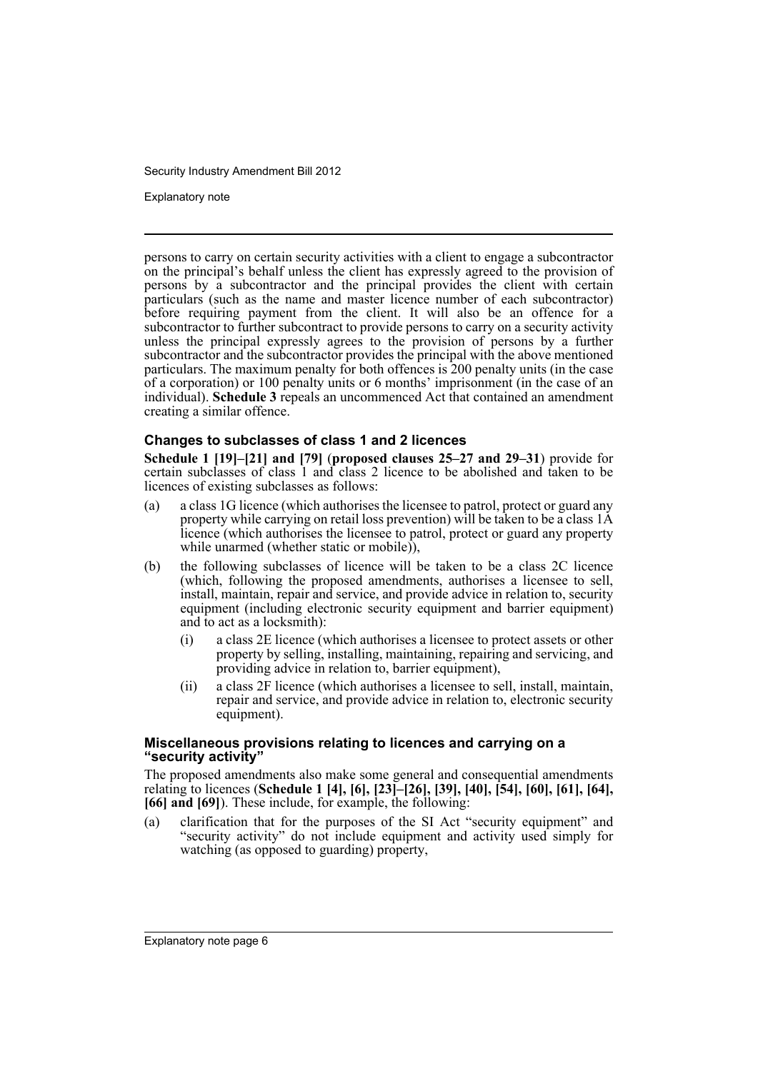persons to carry on certain security activities with a client to engage a subcontractor on the principal's behalf unless the client has expressly agreed to the provision of persons by a subcontractor and the principal provides the client with certain particulars (such as the name and master licence number of each subcontractor) before requiring payment from the client. It will also be an offence for a subcontractor to further subcontract to provide persons to carry on a security activity unless the principal expressly agrees to the provision of persons by a further subcontractor and the subcontractor provides the principal with the above mentioned particulars. The maximum penalty for both offences is 200 penalty units (in the case of a corporation) or 100 penalty units or 6 months' imprisonment (in the case of an individual). **Schedule 3** repeals an uncommenced Act that contained an amendment creating a similar offence.

### Changes to subclasses of class 1 and 2 licences

**Schedule 1 [19]–[21] and [79]** (**proposed clauses 25–27 and 29–31**) provide for certain subclasses of class 1 and class 2 licence to be abolished and taken to be licences of existing subclasses as follows:

(a) a class 1G licence (which authorises the licensee to patrol, protect or guard any property while carrying on retail loss prevention) will be taken to be a class 1A licence (which authorises the licensee to patrol, protect or guard any property while unarmed (whether static or mobile)),

(b) the following subclasses of licence will be taken to be a class 2C licence (which, following the proposed amendments, authorises a licensee to sell, install, maintain, repair and service, and provide advice in relation to, security equipment (including electronic security equipment and barrier equipment) and to act as a locksmith):

  (i) a class 2E licence (which authorises a licensee to protect assets or other property by selling, installing, maintaining, repairing and servicing, and providing advice in relation to, barrier equipment),

  (ii) a class 2F licence (which authorises a licensee to sell, install, maintain, repair and service, and provide advice in relation to, electronic security equipment).

### Miscellaneous provisions relating to licences and carrying on a "security activity"

The proposed amendments also make some general and consequential amendments relating to licences (**Schedule 1 [4], [6], [23]–[26], [39], [40], [54], [60], [61], [64], [66] and [69]**). These include, for example, the following:

(a) clarification that for the purposes of the SI Act "security equipment" and "security activity" do not include equipment and activity used simply for watching (as opposed to guarding) property,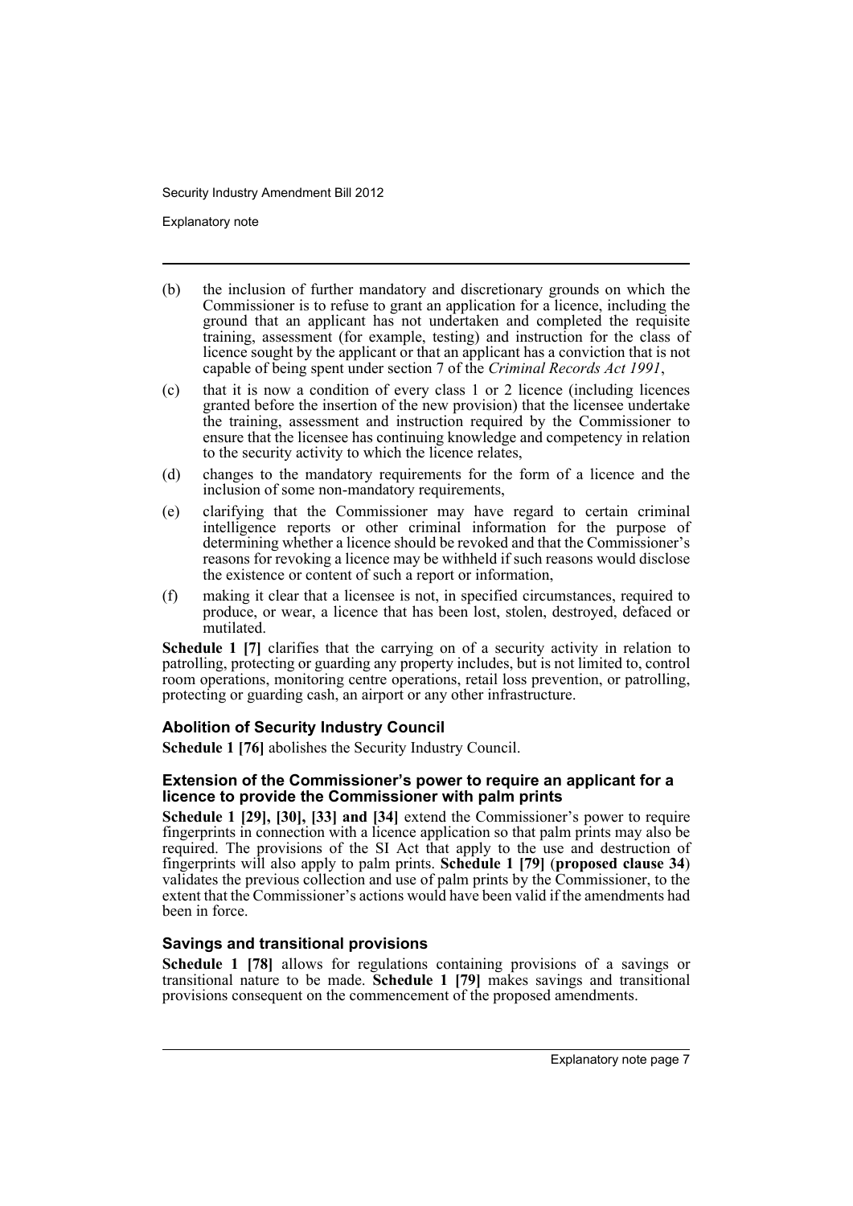- (b) the inclusion of further mandatory and discretionary grounds on which the Commissioner is to refuse to grant an application for a licence, including the ground that an applicant has not undertaken and completed the requisite training, assessment (for example, testing) and instruction for the class of licence sought by the applicant or that an applicant has a conviction that is not capable of being spent under section 7 of the *Criminal Records Act 1991*,
- (c) that it is now a condition of every class 1 or 2 licence (including licences granted before the insertion of the new provision) that the licensee undertake the training, assessment and instruction required by the Commissioner to ensure that the licensee has continuing knowledge and competency in relation to the security activity to which the licence relates,
- (d) changes to the mandatory requirements for the form of a licence and the inclusion of some non-mandatory requirements,
- (e) clarifying that the Commissioner may have regard to certain criminal intelligence reports or other criminal information for the purpose of determining whether a licence should be revoked and that the Commissioner's reasons for revoking a licence may be withheld if such reasons would disclose the existence or content of such a report or information,
- (f) making it clear that a licensee is not, in specified circumstances, required to produce, or wear, a licence that has been lost, stolen, destroyed, defaced or mutilated.

**Schedule 1 [7]** clarifies that the carrying on of a security activity in relation to patrolling, protecting or guarding any property includes, but is not limited to, control room operations, monitoring centre operations, retail loss prevention, or patrolling, protecting or guarding cash, an airport or any other infrastructure.

### Abolition of Security Industry Council

**Schedule 1 [76]** abolishes the Security Industry Council.

### Extension of the Commissioner's power to require an applicant for a licence to provide the Commissioner with palm prints

**Schedule 1 [29], [30], [33] and [34]** extend the Commissioner's power to require fingerprints in connection with a licence application so that palm prints may also be required. The provisions of the SI Act that apply to the use and destruction of fingerprints will also apply to palm prints. **Schedule 1 [79]** (**proposed clause 34**) validates the previous collection and use of palm prints by the Commissioner, to the extent that the Commissioner's actions would have been valid if the amendments had been in force.

### Savings and transitional provisions

**Schedule 1 [78]** allows for regulations containing provisions of a savings or transitional nature to be made. **Schedule 1 [79]** makes savings and transitional provisions consequent on the commencement of the proposed amendments.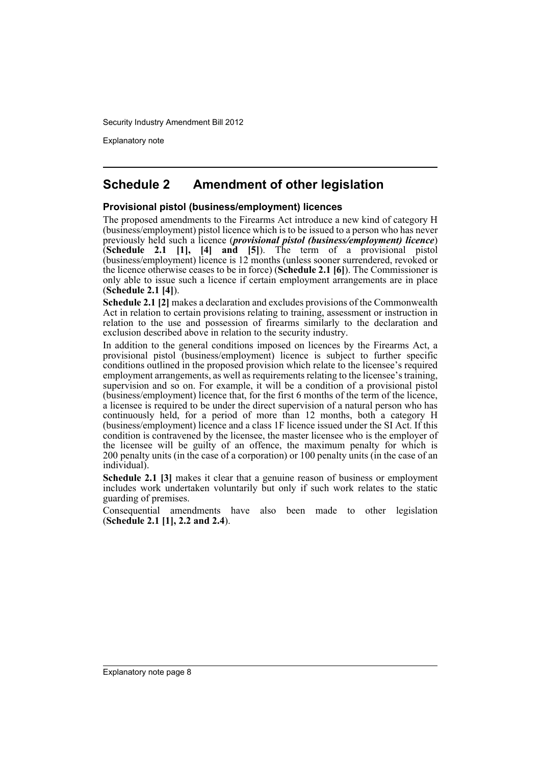## Schedule 2 Amendment of other legislation

### Provisional pistol (business/employment) licences

The proposed amendments to the Firearms Act introduce a new kind of category H (business/employment) pistol licence which is to be issued to a person who has never previously held such a licence (***provisional pistol (business/employment) licence***) (**Schedule 2.1 [1], [4] and [5]**). The term of a provisional pistol (business/employment) licence is 12 months (unless sooner surrendered, revoked or the licence otherwise ceases to be in force) (**Schedule 2.1 [6]**). The Commissioner is only able to issue such a licence if certain employment arrangements are in place (**Schedule 2.1 [4]**).

**Schedule 2.1 [2]** makes a declaration and excludes provisions of the Commonwealth Act in relation to certain provisions relating to training, assessment or instruction in relation to the use and possession of firearms similarly to the declaration and exclusion described above in relation to the security industry.

In addition to the general conditions imposed on licences by the Firearms Act, a provisional pistol (business/employment) licence is subject to further specific conditions outlined in the proposed provision which relate to the licensee's required employment arrangements, as well as requirements relating to the licensee's training, supervision and so on. For example, it will be a condition of a provisional pistol (business/employment) licence that, for the first 6 months of the term of the licence, a licensee is required to be under the direct supervision of a natural person who has continuously held, for a period of more than 12 months, both a category H (business/employment) licence and a class 1F licence issued under the SI Act. If this condition is contravened by the licensee, the master licensee who is the employer of the licensee will be guilty of an offence, the maximum penalty for which is 200 penalty units (in the case of a corporation) or 100 penalty units (in the case of an individual).

**Schedule 2.1 [3]** makes it clear that a genuine reason of business or employment includes work undertaken voluntarily but only if such work relates to the static guarding of premises.

Consequential amendments have also been made to other legislation (**Schedule 2.1 [1], 2.2 and 2.4**).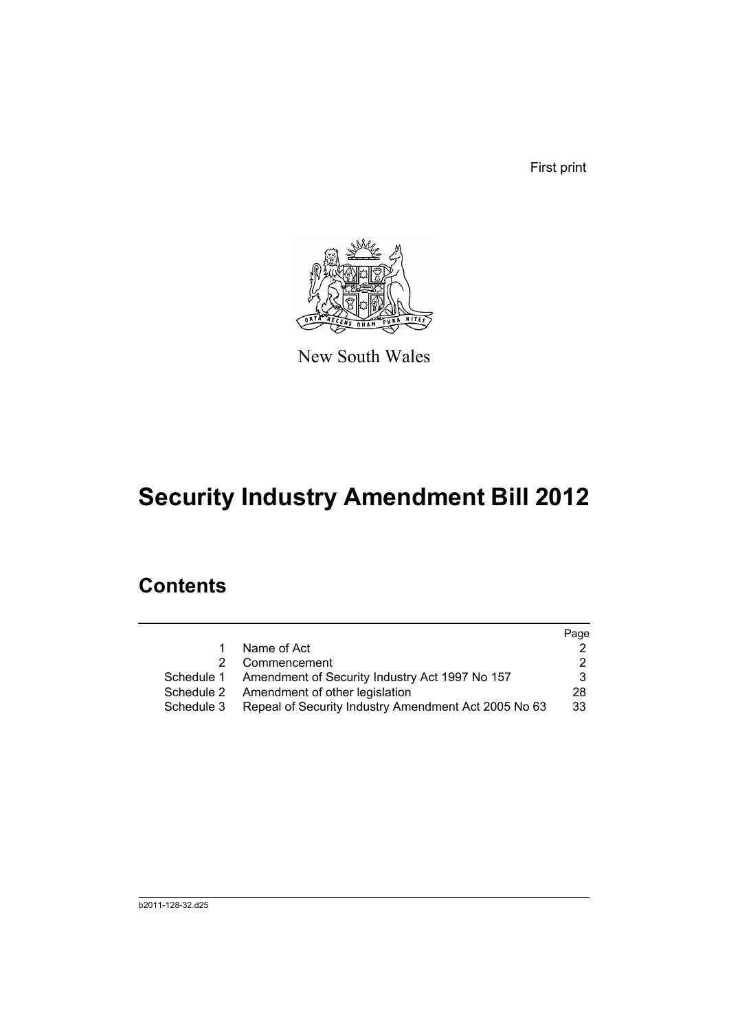First print

New South Wales

# Security Industry Amendment Bill 2012

## Contents

| | | Page |
|---|---|---|
| 1 | Name of Act | 2 |
| 2 | Commencement | 2 |
| Schedule 1 | Amendment of Security Industry Act 1997 No 157 | 3 |
| Schedule 2 | Amendment of other legislation | 28 |
| Schedule 3 | Repeal of Security Industry Amendment Act 2005 No 63 | 33 |

b2011-128-32.d25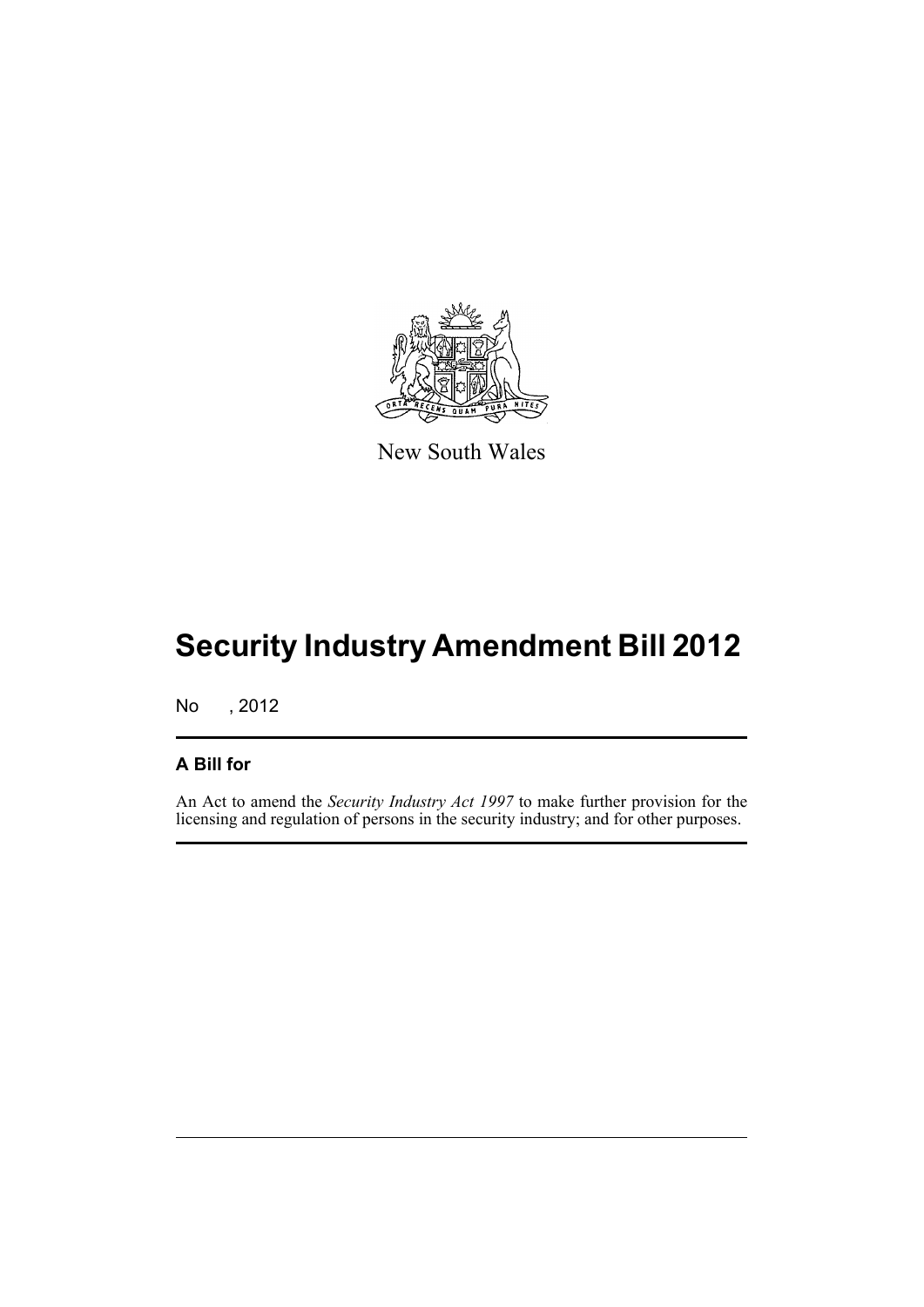New South Wales

# Security Industry Amendment Bill 2012

No , 2012

## A Bill for

An Act to amend the *Security Industry Act 1997* to make further provision for the licensing and regulation of persons in the security industry; and for other purposes.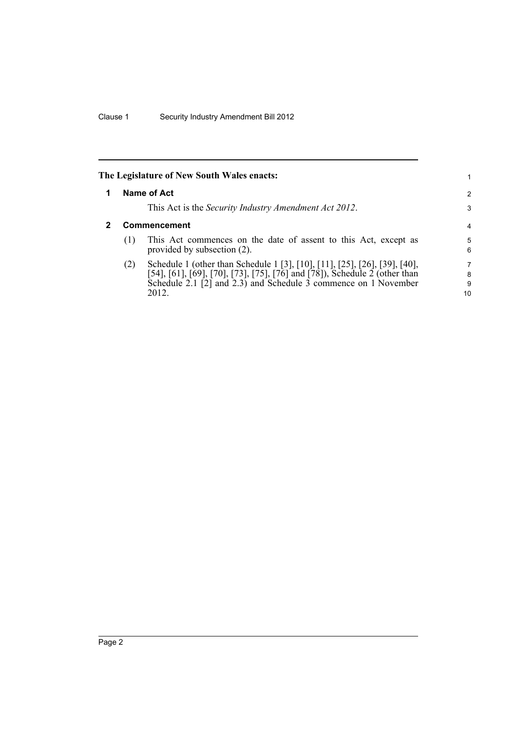**The Legislature of New South Wales enacts:**

## 1 Name of Act

This Act is the *Security Industry Amendment Act 2012*.

## 2 Commencement

(1) This Act commences on the date of assent to this Act, except as provided by subsection (2).

(2) Schedule 1 (other than Schedule 1 [3], [10], [11], [25], [26], [39], [40], [54], [61], [69], [70], [73], [75], [76] and [78]), Schedule 2 (other than Schedule 2.1 [2] and 2.3) and Schedule 3 commence on 1 November 2012.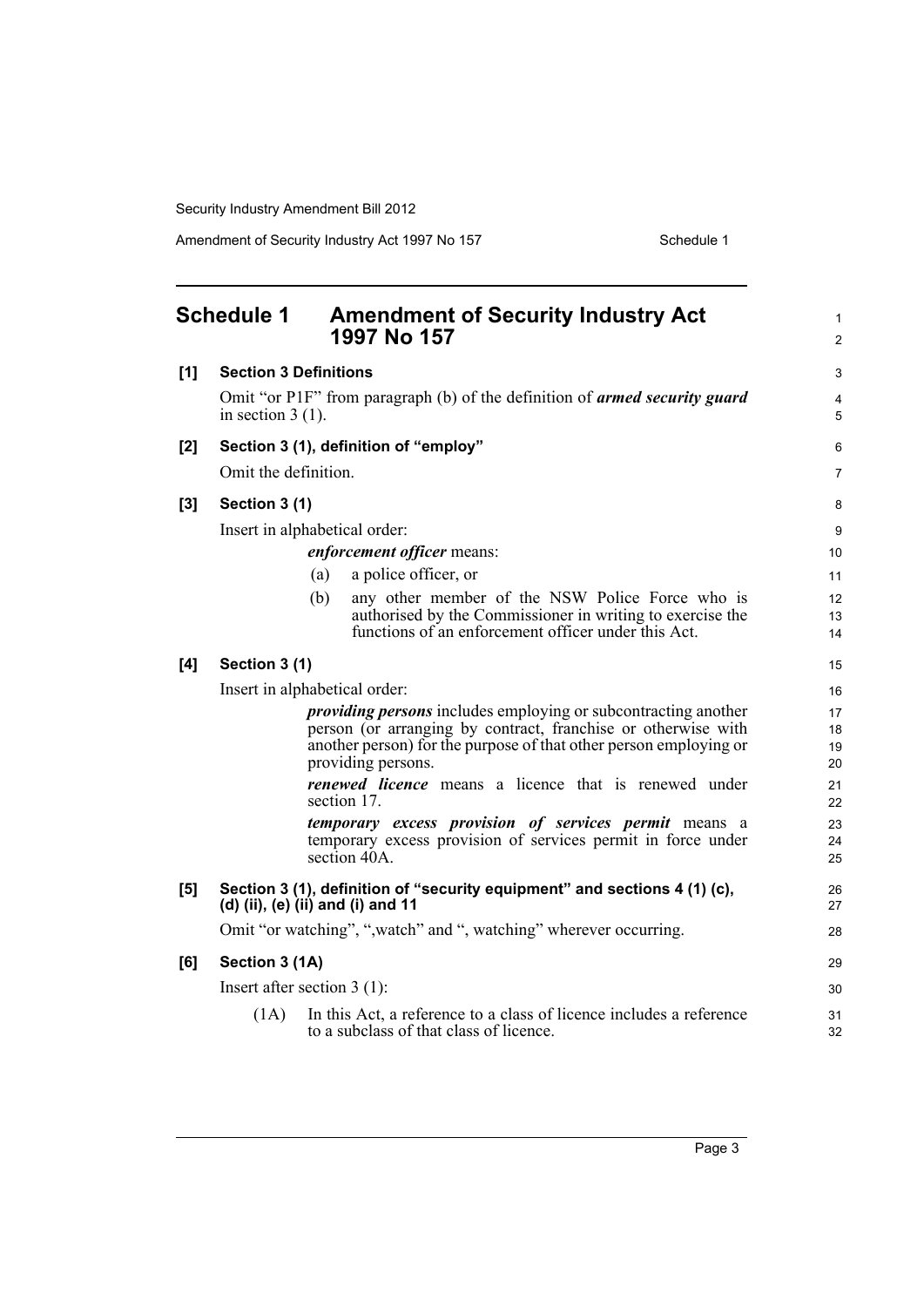## Schedule 1 Amendment of Security Industry Act 1997 No 157

**[1] Section 3 Definitions**

Omit "or P1F" from paragraph (b) of the definition of ***armed security guard*** in section 3 (1).

**[2] Section 3 (1), definition of "employ"**

Omit the definition.

**[3] Section 3 (1)**

Insert in alphabetical order:

***enforcement officer*** means:

(a) a police officer, or

(b) any other member of the NSW Police Force who is authorised by the Commissioner in writing to exercise the functions of an enforcement officer under this Act.

**[4] Section 3 (1)**

Insert in alphabetical order:

***providing persons*** includes employing or subcontracting another person (or arranging by contract, franchise or otherwise with another person) for the purpose of that other person employing or providing persons.

***renewed licence*** means a licence that is renewed under section 17.

***temporary excess provision of services permit*** means a temporary excess provision of services permit in force under section 40A.

**[5] Section 3 (1), definition of "security equipment" and sections 4 (1) (c), (d) (ii), (e) (ii) and (i) and 11**

Omit "or watching", ",watch" and ", watching" wherever occurring.

**[6] Section 3 (1A)**

Insert after section 3 (1):

(1A) In this Act, a reference to a class of licence includes a reference to a subclass of that class of licence.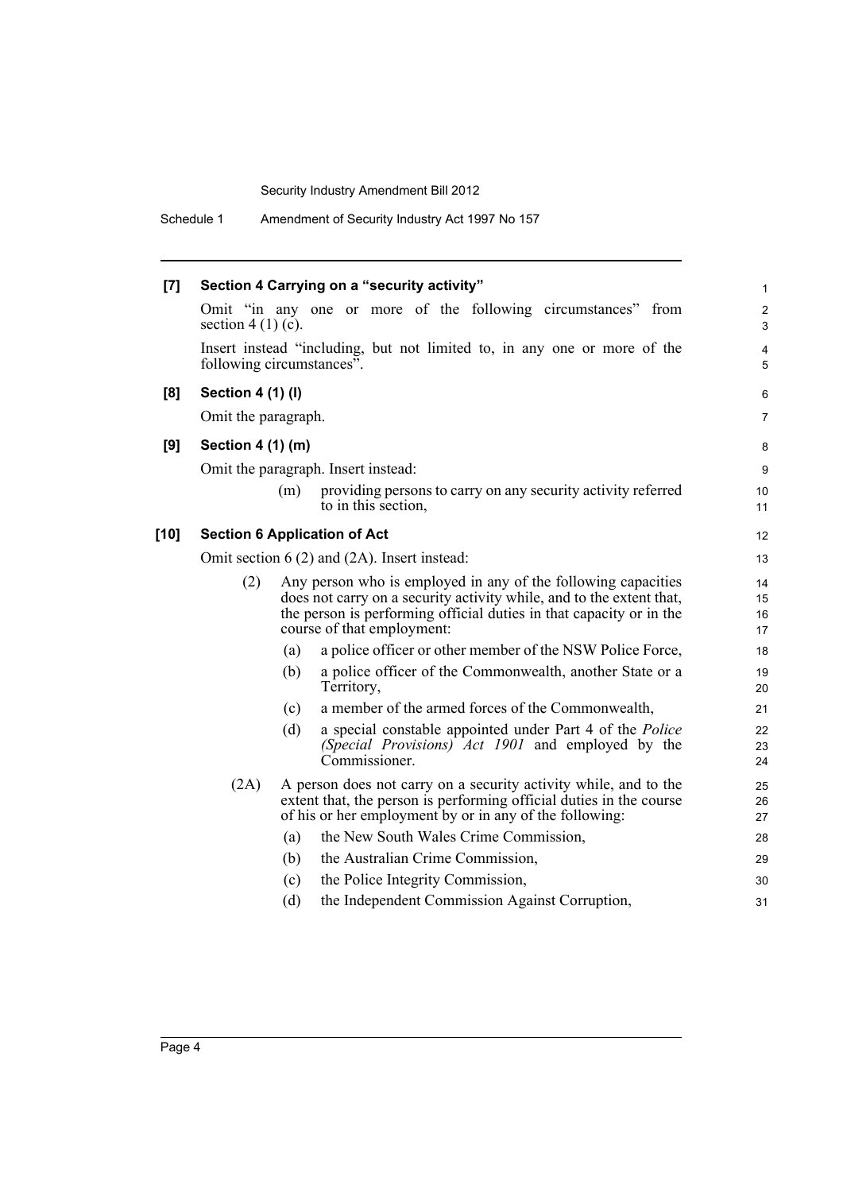**[7] Section 4 Carrying on a "security activity"**

Omit "in any one or more of the following circumstances" from section 4 (1) (c).

Insert instead "including, but not limited to, in any one or more of the following circumstances".

**[8] Section 4 (1) (l)**

Omit the paragraph.

**[9] Section 4 (1) (m)**

Omit the paragraph. Insert instead:

> (m) providing persons to carry on any security activity referred to in this section,

**[10] Section 6 Application of Act**

Omit section 6 (2) and (2A). Insert instead:

> (2) Any person who is employed in any of the following capacities does not carry on a security activity while, and to the extent that, the person is performing official duties in that capacity or in the course of that employment:
>
> (a) a police officer or other member of the NSW Police Force,
>
> (b) a police officer of the Commonwealth, another State or a Territory,
>
> (c) a member of the armed forces of the Commonwealth,
>
> (d) a special constable appointed under Part 4 of the *Police (Special Provisions) Act 1901* and employed by the Commissioner.
>
> (2A) A person does not carry on a security activity while, and to the extent that, the person is performing official duties in the course of his or her employment by or in any of the following:
>
> (a) the New South Wales Crime Commission,
>
> (b) the Australian Crime Commission,
>
> (c) the Police Integrity Commission,
>
> (d) the Independent Commission Against Corruption,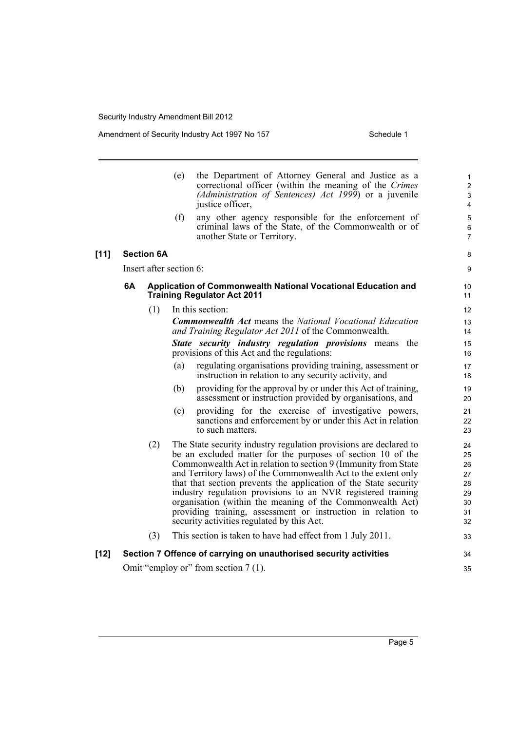(e) the Department of Attorney General and Justice as a correctional officer (within the meaning of the *Crimes (Administration of Sentences) Act 1999*) or a juvenile justice officer,

(f) any other agency responsible for the enforcement of criminal laws of the State, of the Commonwealth or of another State or Territory.

**[11] Section 6A**

Insert after section 6:

### 6A Application of Commonwealth National Vocational Education and Training Regulator Act 2011

(1) In this section:

***Commonwealth Act*** means the *National Vocational Education and Training Regulator Act 2011* of the Commonwealth.

***State security industry regulation provisions*** means the provisions of this Act and the regulations:

(a) regulating organisations providing training, assessment or instruction in relation to any security activity, and

(b) providing for the approval by or under this Act of training, assessment or instruction provided by organisations, and

(c) providing for the exercise of investigative powers, sanctions and enforcement by or under this Act in relation to such matters.

(2) The State security industry regulation provisions are declared to be an excluded matter for the purposes of section 10 of the Commonwealth Act in relation to section 9 (Immunity from State and Territory laws) of the Commonwealth Act to the extent only that that section prevents the application of the State security industry regulation provisions to an NVR registered training organisation (within the meaning of the Commonwealth Act) providing training, assessment or instruction in relation to security activities regulated by this Act.

(3) This section is taken to have had effect from 1 July 2011.

**[12] Section 7 Offence of carrying on unauthorised security activities**

Omit "employ or" from section 7 (1).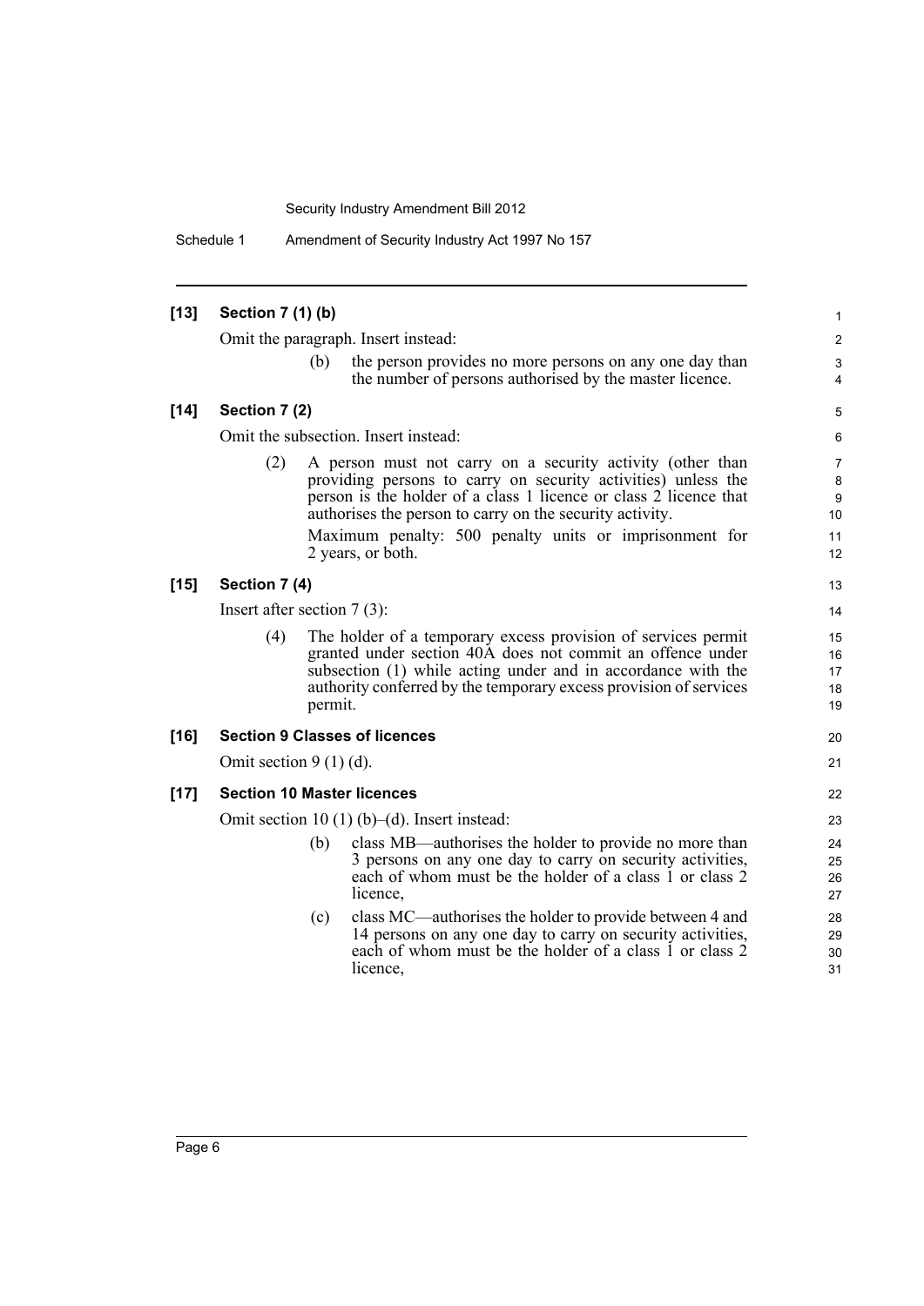**[13] Section 7 (1) (b)**

Omit the paragraph. Insert instead:

> (b) the person provides no more persons on any one day than the number of persons authorised by the master licence.

**[14] Section 7 (2)**

Omit the subsection. Insert instead:

> (2) A person must not carry on a security activity (other than providing persons to carry on security activities) unless the person is the holder of a class 1 licence or class 2 licence that authorises the person to carry on the security activity.
>
> Maximum penalty: 500 penalty units or imprisonment for 2 years, or both.

**[15] Section 7 (4)**

Insert after section 7 (3):

> (4) The holder of a temporary excess provision of services permit granted under section 40A does not commit an offence under subsection (1) while acting under and in accordance with the authority conferred by the temporary excess provision of services permit.

**[16] Section 9 Classes of licences**

Omit section 9 (1) (d).

**[17] Section 10 Master licences**

Omit section 10 (1) (b)–(d). Insert instead:

> (b) class MB—authorises the holder to provide no more than 3 persons on any one day to carry on security activities, each of whom must be the holder of a class 1 or class 2 licence,
>
> (c) class MC—authorises the holder to provide between 4 and 14 persons on any one day to carry on security activities, each of whom must be the holder of a class 1 or class 2 licence,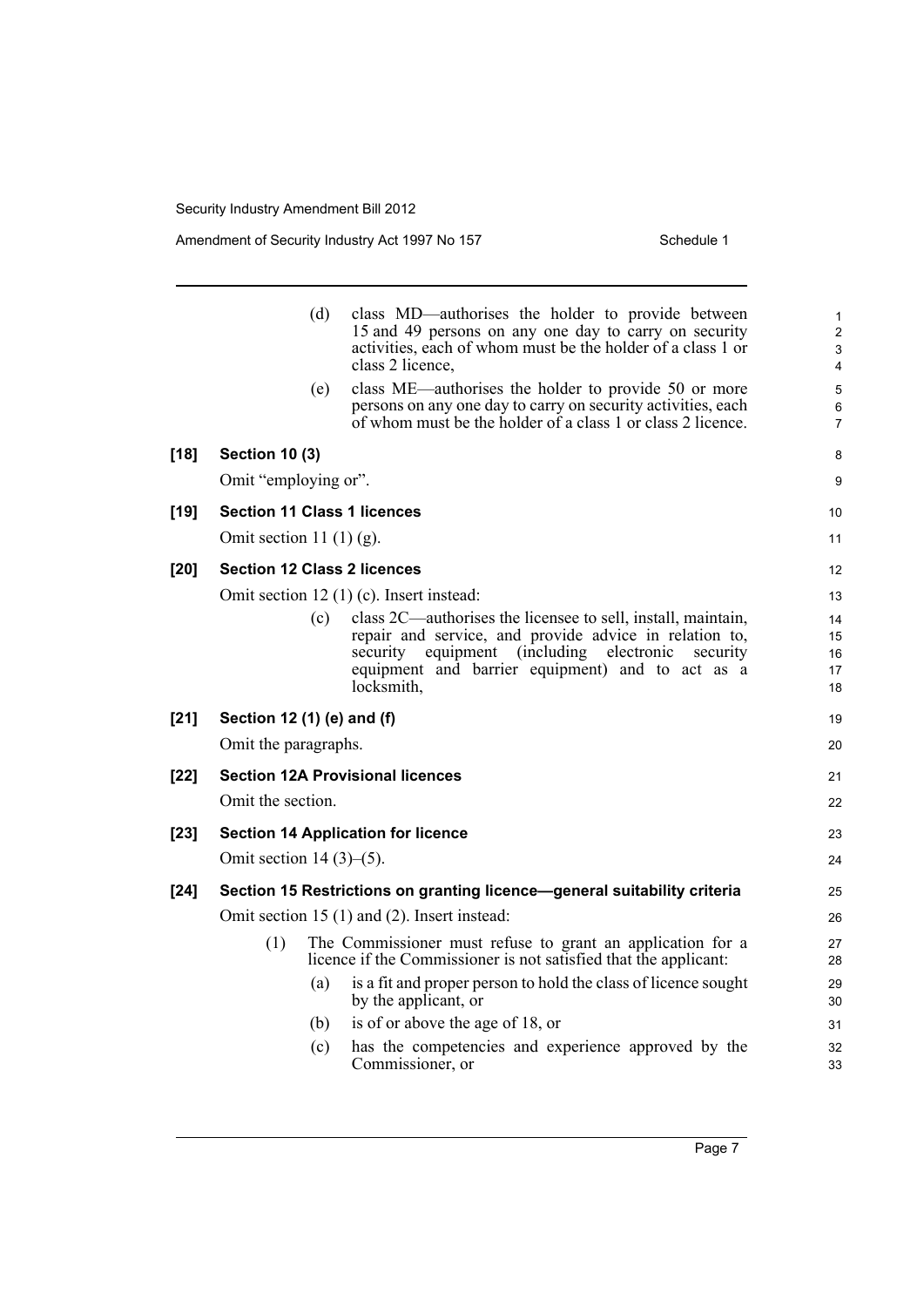(d) class MD—authorises the holder to provide between 15 and 49 persons on any one day to carry on security activities, each of whom must be the holder of a class 1 or class 2 licence,

(e) class ME—authorises the holder to provide 50 or more persons on any one day to carry on security activities, each of whom must be the holder of a class 1 or class 2 licence.

**[18] Section 10 (3)**

Omit "employing or".

**[19] Section 11 Class 1 licences**

Omit section 11 (1) (g).

**[20] Section 12 Class 2 licences**

Omit section 12 (1) (c). Insert instead:

(c) class 2C—authorises the licensee to sell, install, maintain, repair and service, and provide advice in relation to, security equipment (including electronic security equipment and barrier equipment) and to act as a locksmith,

**[21] Section 12 (1) (e) and (f)**

Omit the paragraphs.

**[22] Section 12A Provisional licences**

Omit the section.

**[23] Section 14 Application for licence**

Omit section 14 (3)–(5).

**[24] Section 15 Restrictions on granting licence—general suitability criteria**

Omit section 15 (1) and (2). Insert instead:

(1) The Commissioner must refuse to grant an application for a licence if the Commissioner is not satisfied that the applicant:

(a) is a fit and proper person to hold the class of licence sought by the applicant, or

(b) is of or above the age of 18, or

(c) has the competencies and experience approved by the Commissioner, or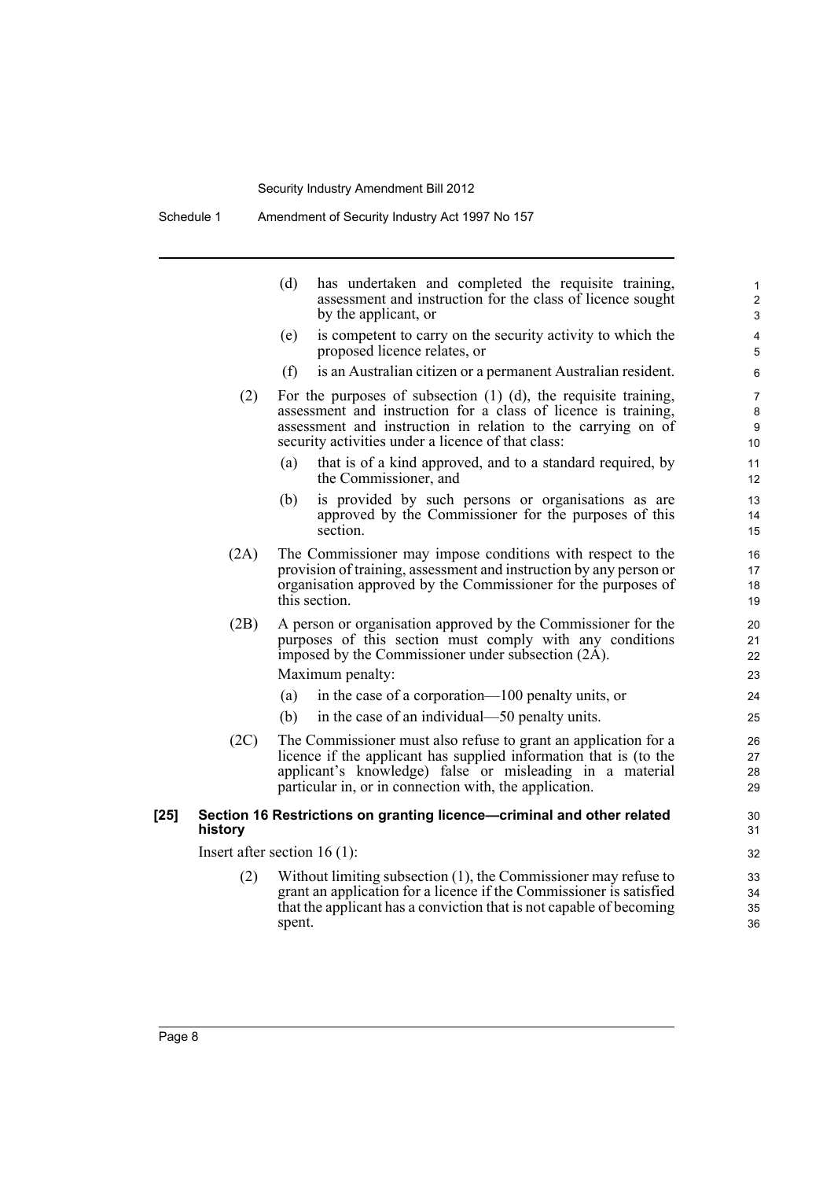(d) has undertaken and completed the requisite training, assessment and instruction for the class of licence sought by the applicant, or

(e) is competent to carry on the security activity to which the proposed licence relates, or

(f) is an Australian citizen or a permanent Australian resident.

(2) For the purposes of subsection (1) (d), the requisite training, assessment and instruction for a class of licence is training, assessment and instruction in relation to the carrying on of security activities under a licence of that class:

(a) that is of a kind approved, and to a standard required, by the Commissioner, and

(b) is provided by such persons or organisations as are approved by the Commissioner for the purposes of this section.

(2A) The Commissioner may impose conditions with respect to the provision of training, assessment and instruction by any person or organisation approved by the Commissioner for the purposes of this section.

(2B) A person or organisation approved by the Commissioner for the purposes of this section must comply with any conditions imposed by the Commissioner under subsection (2A).

Maximum penalty:

(a) in the case of a corporation—100 penalty units, or

(b) in the case of an individual—50 penalty units.

(2C) The Commissioner must also refuse to grant an application for a licence if the applicant has supplied information that is (to the applicant's knowledge) false or misleading in a material particular in, or in connection with, the application.

**[25] Section 16 Restrictions on granting licence—criminal and other related history**

Insert after section 16 (1):

(2) Without limiting subsection (1), the Commissioner may refuse to grant an application for a licence if the Commissioner is satisfied that the applicant has a conviction that is not capable of becoming spent.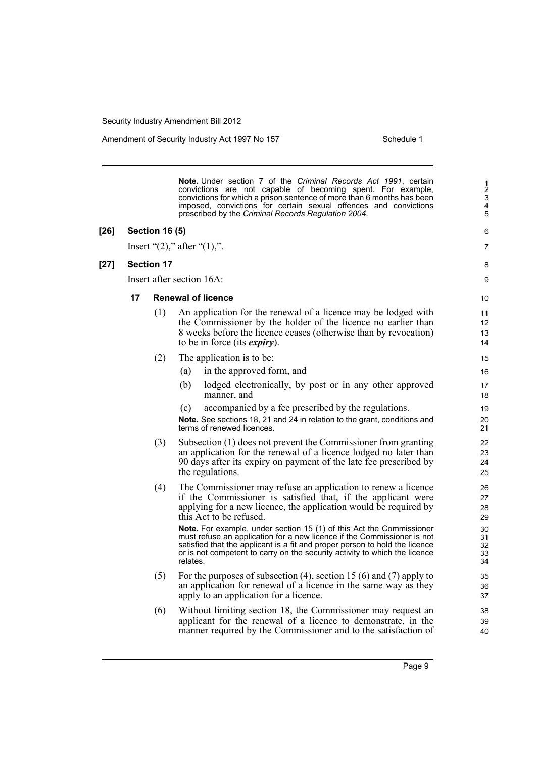**Note.** Under section 7 of the *Criminal Records Act 1991*, certain convictions are not capable of becoming spent. For example, convictions for which a prison sentence of more than 6 months has been imposed, convictions for certain sexual offences and convictions prescribed by the *Criminal Records Regulation 2004*.

**[26] Section 16 (5)**

Insert "(2)," after "(1),".

**[27] Section 17**

Insert after section 16A:

**17 Renewal of licence**

(1) An application for the renewal of a licence may be lodged with the Commissioner by the holder of the licence no earlier than 8 weeks before the licence ceases (otherwise than by revocation) to be in force (its ***expiry***).

(2) The application is to be:

(a) in the approved form, and

(b) lodged electronically, by post or in any other approved manner, and

(c) accompanied by a fee prescribed by the regulations.

**Note.** See sections 18, 21 and 24 in relation to the grant, conditions and terms of renewed licences.

(3) Subsection (1) does not prevent the Commissioner from granting an application for the renewal of a licence lodged no later than 90 days after its expiry on payment of the late fee prescribed by the regulations.

(4) The Commissioner may refuse an application to renew a licence if the Commissioner is satisfied that, if the applicant were applying for a new licence, the application would be required by this Act to be refused.

**Note.** For example, under section 15 (1) of this Act the Commissioner must refuse an application for a new licence if the Commissioner is not satisfied that the applicant is a fit and proper person to hold the licence or is not competent to carry on the security activity to which the licence relates.

(5) For the purposes of subsection (4), section 15 (6) and (7) apply to an application for renewal of a licence in the same way as they apply to an application for a licence.

(6) Without limiting section 18, the Commissioner may request an applicant for the renewal of a licence to demonstrate, in the manner required by the Commissioner and to the satisfaction of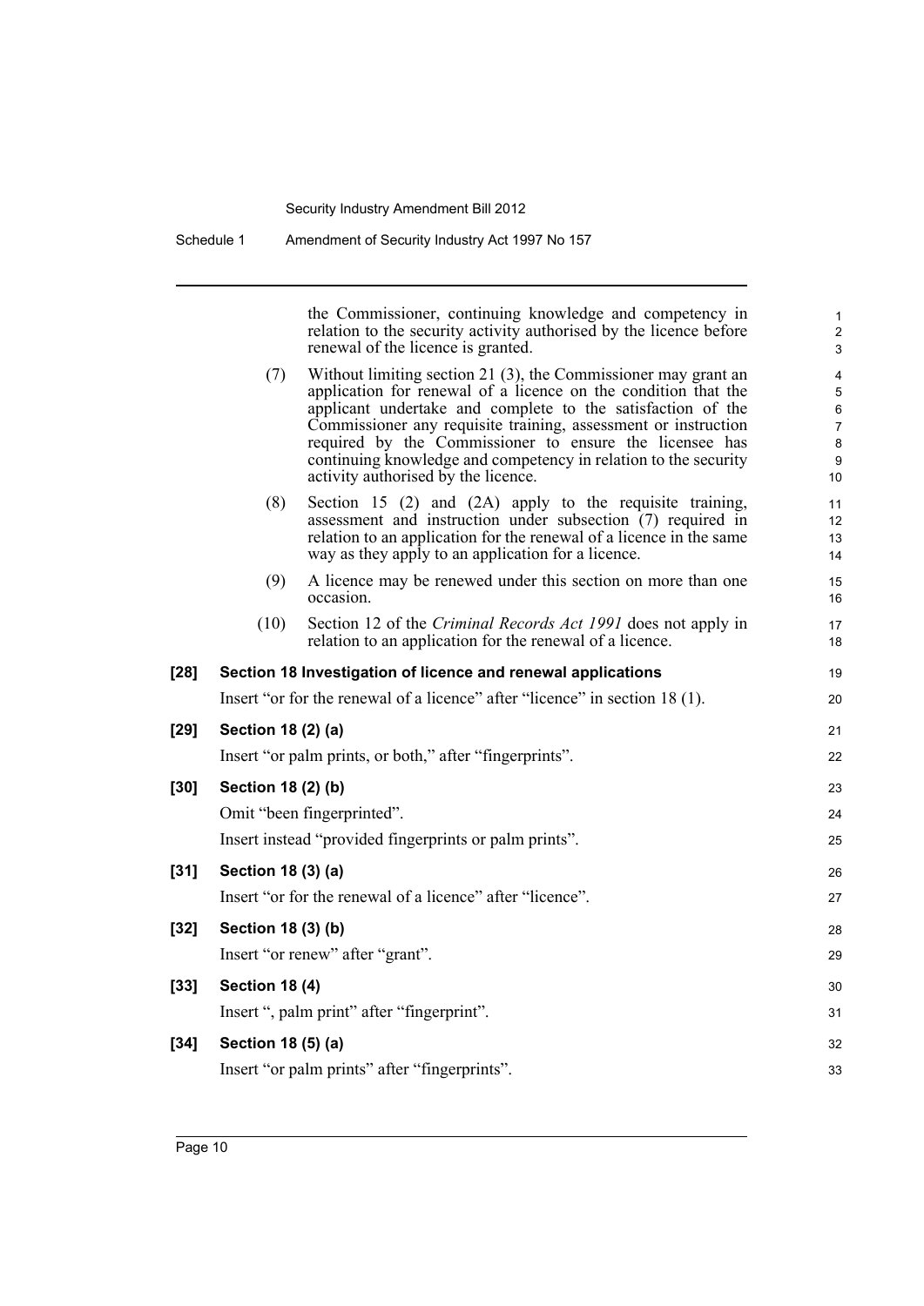the Commissioner, continuing knowledge and competency in relation to the security activity authorised by the licence before renewal of the licence is granted.

(7) Without limiting section 21 (3), the Commissioner may grant an application for renewal of a licence on the condition that the applicant undertake and complete to the satisfaction of the Commissioner any requisite training, assessment or instruction required by the Commissioner to ensure the licensee has continuing knowledge and competency in relation to the security activity authorised by the licence.

(8) Section 15 (2) and (2A) apply to the requisite training, assessment and instruction under subsection (7) required in relation to an application for the renewal of a licence in the same way as they apply to an application for a licence.

(9) A licence may be renewed under this section on more than one occasion.

(10) Section 12 of the *Criminal Records Act 1991* does not apply in relation to an application for the renewal of a licence.

**[28] Section 18 Investigation of licence and renewal applications**

Insert "or for the renewal of a licence" after "licence" in section 18 (1).

**[29] Section 18 (2) (a)**

Insert "or palm prints, or both," after "fingerprints".

**[30] Section 18 (2) (b)**

Omit "been fingerprinted".

Insert instead "provided fingerprints or palm prints".

**[31] Section 18 (3) (a)**

Insert "or for the renewal of a licence" after "licence".

**[32] Section 18 (3) (b)**

Insert "or renew" after "grant".

**[33] Section 18 (4)**

Insert ", palm print" after "fingerprint".

**[34] Section 18 (5) (a)**

Insert "or palm prints" after "fingerprints".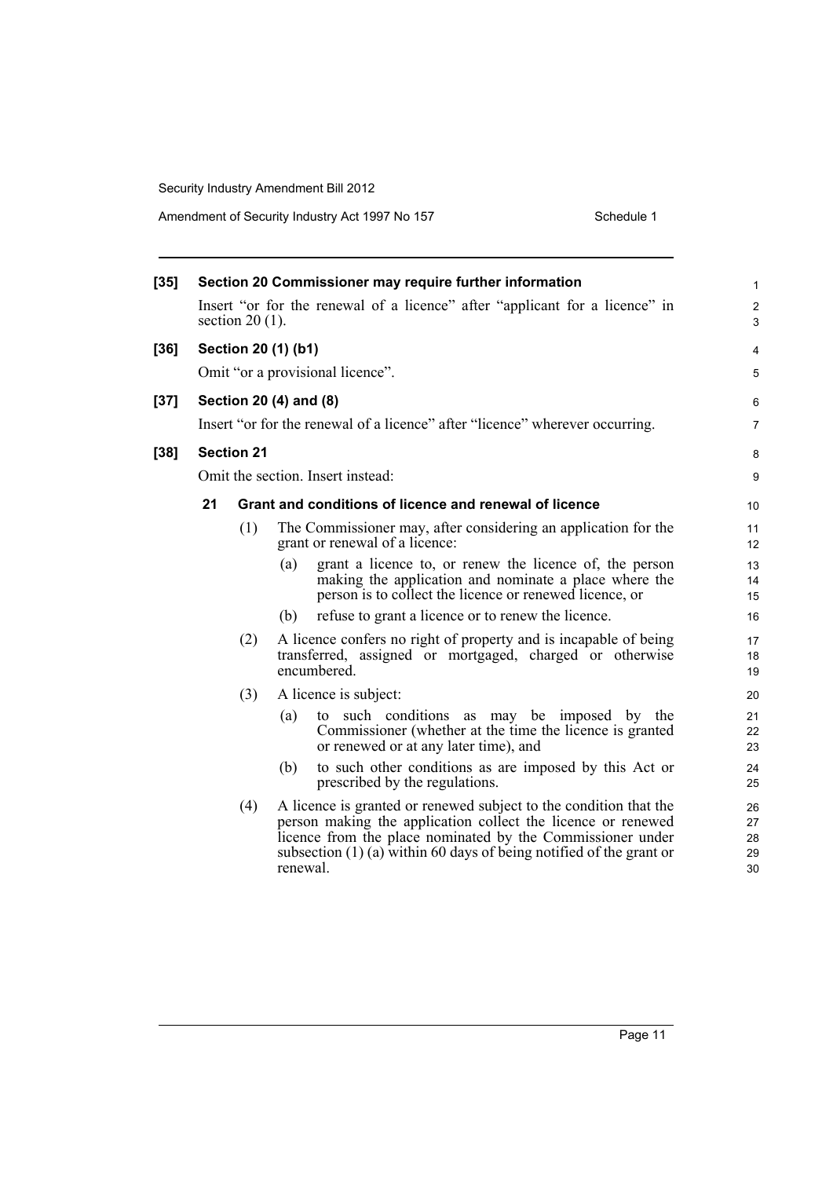**[35] Section 20 Commissioner may require further information**

Insert "or for the renewal of a licence" after "applicant for a licence" in section 20 (1).

**[36] Section 20 (1) (b1)**

Omit "or a provisional licence".

**[37] Section 20 (4) and (8)**

Insert "or for the renewal of a licence" after "licence" wherever occurring.

**[38] Section 21**

Omit the section. Insert instead:

**21 Grant and conditions of licence and renewal of licence**

(1) The Commissioner may, after considering an application for the grant or renewal of a licence:

(a) grant a licence to, or renew the licence of, the person making the application and nominate a place where the person is to collect the licence or renewed licence, or

(b) refuse to grant a licence or to renew the licence.

(2) A licence confers no right of property and is incapable of being transferred, assigned or mortgaged, charged or otherwise encumbered.

(3) A licence is subject:

(a) to such conditions as may be imposed by the Commissioner (whether at the time the licence is granted or renewed or at any later time), and

(b) to such other conditions as are imposed by this Act or prescribed by the regulations.

(4) A licence is granted or renewed subject to the condition that the person making the application collect the licence or renewed licence from the place nominated by the Commissioner under subsection (1) (a) within 60 days of being notified of the grant or renewal.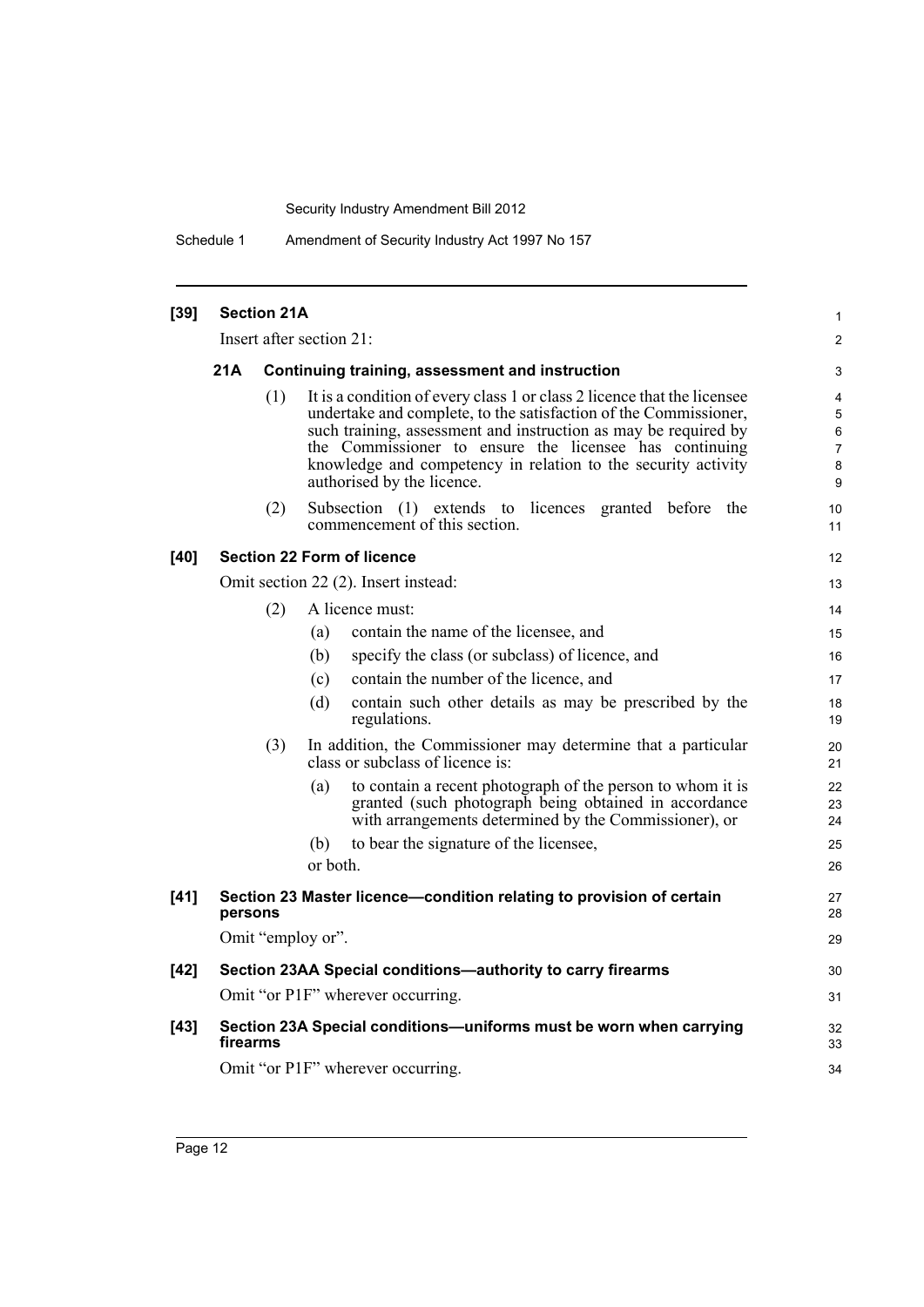**[39] Section 21A**

Insert after section 21:

**21A Continuing training, assessment and instruction**

(1) It is a condition of every class 1 or class 2 licence that the licensee undertake and complete, to the satisfaction of the Commissioner, such training, assessment and instruction as may be required by the Commissioner to ensure the licensee has continuing knowledge and competency in relation to the security activity authorised by the licence.

(2) Subsection (1) extends to licences granted before the commencement of this section.

**[40] Section 22 Form of licence**

Omit section 22 (2). Insert instead:

(2) A licence must:

(a) contain the name of the licensee, and

(b) specify the class (or subclass) of licence, and

(c) contain the number of the licence, and

(d) contain such other details as may be prescribed by the regulations.

(3) In addition, the Commissioner may determine that a particular class or subclass of licence is:

(a) to contain a recent photograph of the person to whom it is granted (such photograph being obtained in accordance with arrangements determined by the Commissioner), or

(b) to bear the signature of the licensee,

or both.

**[41] Section 23 Master licence—condition relating to provision of certain persons**

Omit "employ or".

**[42] Section 23AA Special conditions—authority to carry firearms**

Omit "or P1F" wherever occurring.

**[43] Section 23A Special conditions—uniforms must be worn when carrying firearms**

Omit "or P1F" wherever occurring.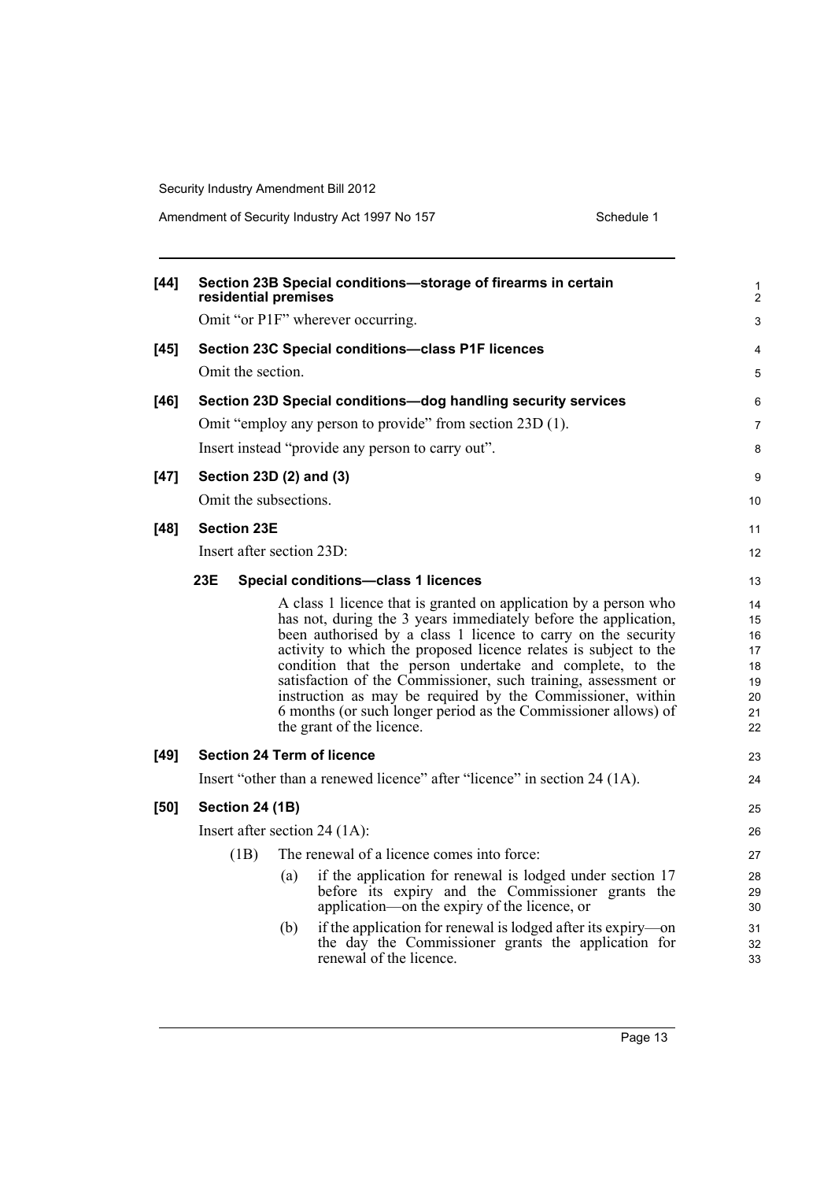**[44] Section 23B Special conditions—storage of firearms in certain residential premises**

Omit "or P1F" wherever occurring.

**[45] Section 23C Special conditions—class P1F licences**

Omit the section.

**[46] Section 23D Special conditions—dog handling security services**

Omit "employ any person to provide" from section 23D (1).

Insert instead "provide any person to carry out".

**[47] Section 23D (2) and (3)**

Omit the subsections.

**[48] Section 23E**

Insert after section 23D:

**23E Special conditions—class 1 licences**

A class 1 licence that is granted on application by a person who has not, during the 3 years immediately before the application, been authorised by a class 1 licence to carry on the security activity to which the proposed licence relates is subject to the condition that the person undertake and complete, to the satisfaction of the Commissioner, such training, assessment or instruction as may be required by the Commissioner, within 6 months (or such longer period as the Commissioner allows) of the grant of the licence.

**[49] Section 24 Term of licence**

Insert "other than a renewed licence" after "licence" in section 24 (1A).

**[50] Section 24 (1B)**

Insert after section 24 (1A):

(1B) The renewal of a licence comes into force:

(a) if the application for renewal is lodged under section 17 before its expiry and the Commissioner grants the application—on the expiry of the licence, or

(b) if the application for renewal is lodged after its expiry—on the day the Commissioner grants the application for renewal of the licence.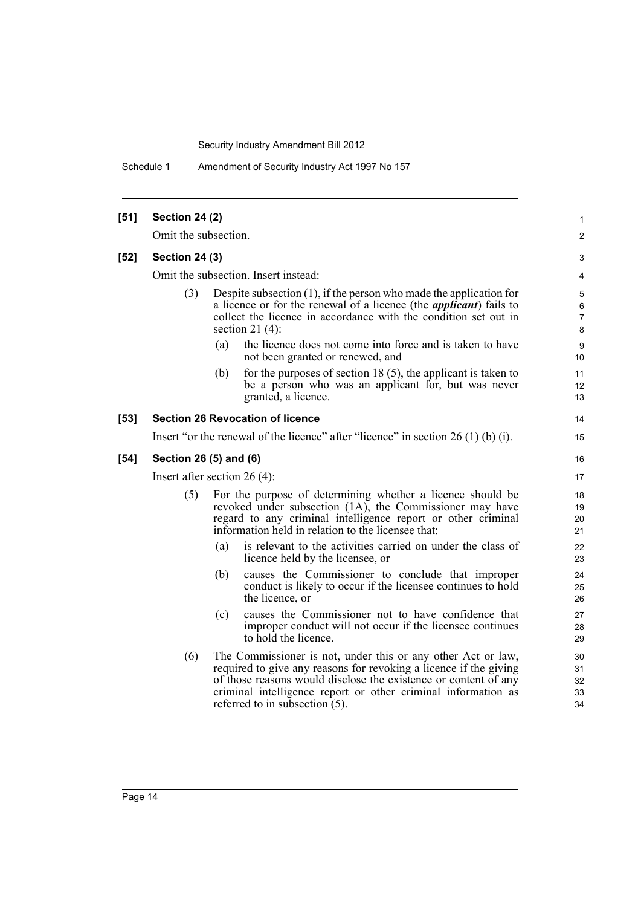**[51] Section 24 (2)**

Omit the subsection.

**[52] Section 24 (3)**

Omit the subsection. Insert instead:

(3) Despite subsection (1), if the person who made the application for a licence or for the renewal of a licence (the ***applicant***) fails to collect the licence in accordance with the condition set out in section 21 (4):

(a) the licence does not come into force and is taken to have not been granted or renewed, and

(b) for the purposes of section 18 (5), the applicant is taken to be a person who was an applicant for, but was never granted, a licence.

**[53] Section 26 Revocation of licence**

Insert "or the renewal of the licence" after "licence" in section 26 (1) (b) (i).

**[54] Section 26 (5) and (6)**

Insert after section 26 (4):

(5) For the purpose of determining whether a licence should be revoked under subsection (1A), the Commissioner may have regard to any criminal intelligence report or other criminal information held in relation to the licensee that:

(a) is relevant to the activities carried on under the class of licence held by the licensee, or

(b) causes the Commissioner to conclude that improper conduct is likely to occur if the licensee continues to hold the licence, or

(c) causes the Commissioner not to have confidence that improper conduct will not occur if the licensee continues to hold the licence.

(6) The Commissioner is not, under this or any other Act or law, required to give any reasons for revoking a licence if the giving of those reasons would disclose the existence or content of any criminal intelligence report or other criminal information as referred to in subsection (5).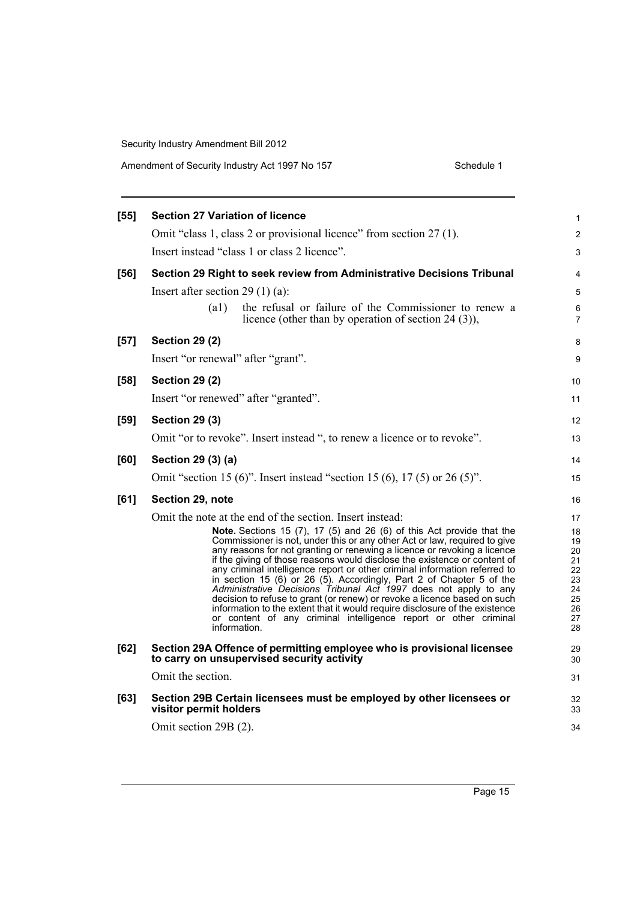**[55] Section 27 Variation of licence**

Omit "class 1, class 2 or provisional licence" from section 27 (1).

Insert instead "class 1 or class 2 licence".

**[56] Section 29 Right to seek review from Administrative Decisions Tribunal**

Insert after section 29 (1) (a):

> (a1) the refusal or failure of the Commissioner to renew a licence (other than by operation of section 24 (3)),

**[57] Section 29 (2)**

Insert "or renewal" after "grant".

**[58] Section 29 (2)**

Insert "or renewed" after "granted".

**[59] Section 29 (3)**

Omit "or to revoke". Insert instead ", to renew a licence or to revoke".

**[60] Section 29 (3) (a)**

Omit "section 15 (6)". Insert instead "section 15 (6), 17 (5) or 26 (5)".

**[61] Section 29, note**

Omit the note at the end of the section. Insert instead:

> **Note.** Sections 15 (7), 17 (5) and 26 (6) of this Act provide that the Commissioner is not, under this or any other Act or law, required to give any reasons for not granting or renewing a licence or revoking a licence if the giving of those reasons would disclose the existence or content of any criminal intelligence report or other criminal information referred to in section 15 (6) or 26 (5). Accordingly, Part 2 of Chapter 5 of the *Administrative Decisions Tribunal Act 1997* does not apply to any decision to refuse to grant (or renew) or revoke a licence based on such information to the extent that it would require disclosure of the existence or content of any criminal intelligence report or other criminal information.

**[62] Section 29A Offence of permitting employee who is provisional licensee to carry on unsupervised security activity**

Omit the section.

**[63] Section 29B Certain licensees must be employed by other licensees or visitor permit holders**

Omit section 29B (2).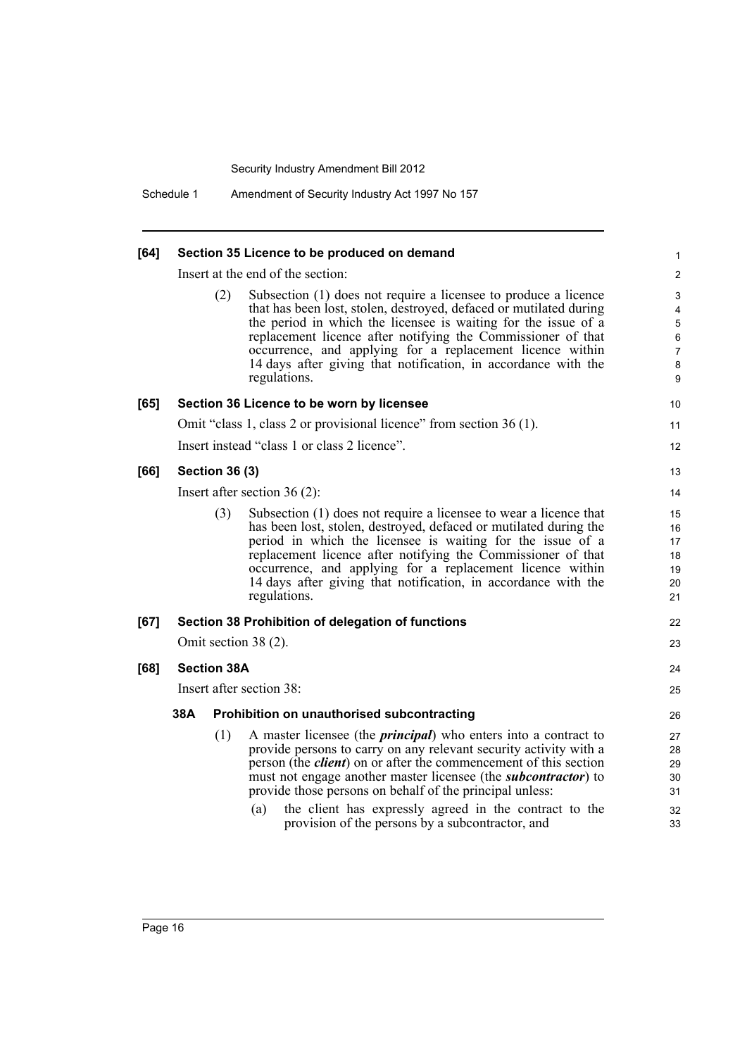**[64] Section 35 Licence to be produced on demand**

Insert at the end of the section:

(2) Subsection (1) does not require a licensee to produce a licence that has been lost, stolen, destroyed, defaced or mutilated during the period in which the licensee is waiting for the issue of a replacement licence after notifying the Commissioner of that occurrence, and applying for a replacement licence within 14 days after giving that notification, in accordance with the regulations.

**[65] Section 36 Licence to be worn by licensee**

Omit "class 1, class 2 or provisional licence" from section 36 (1).

Insert instead "class 1 or class 2 licence".

**[66] Section 36 (3)**

Insert after section 36 (2):

(3) Subsection (1) does not require a licensee to wear a licence that has been lost, stolen, destroyed, defaced or mutilated during the period in which the licensee is waiting for the issue of a replacement licence after notifying the Commissioner of that occurrence, and applying for a replacement licence within 14 days after giving that notification, in accordance with the regulations.

**[67] Section 38 Prohibition of delegation of functions**

Omit section 38 (2).

**[68] Section 38A**

Insert after section 38:

**38A Prohibition on unauthorised subcontracting**

(1) A master licensee (the ***principal***) who enters into a contract to provide persons to carry on any relevant security activity with a person (the ***client***) on or after the commencement of this section must not engage another master licensee (the ***subcontractor***) to provide those persons on behalf of the principal unless:

(a) the client has expressly agreed in the contract to the provision of the persons by a subcontractor, and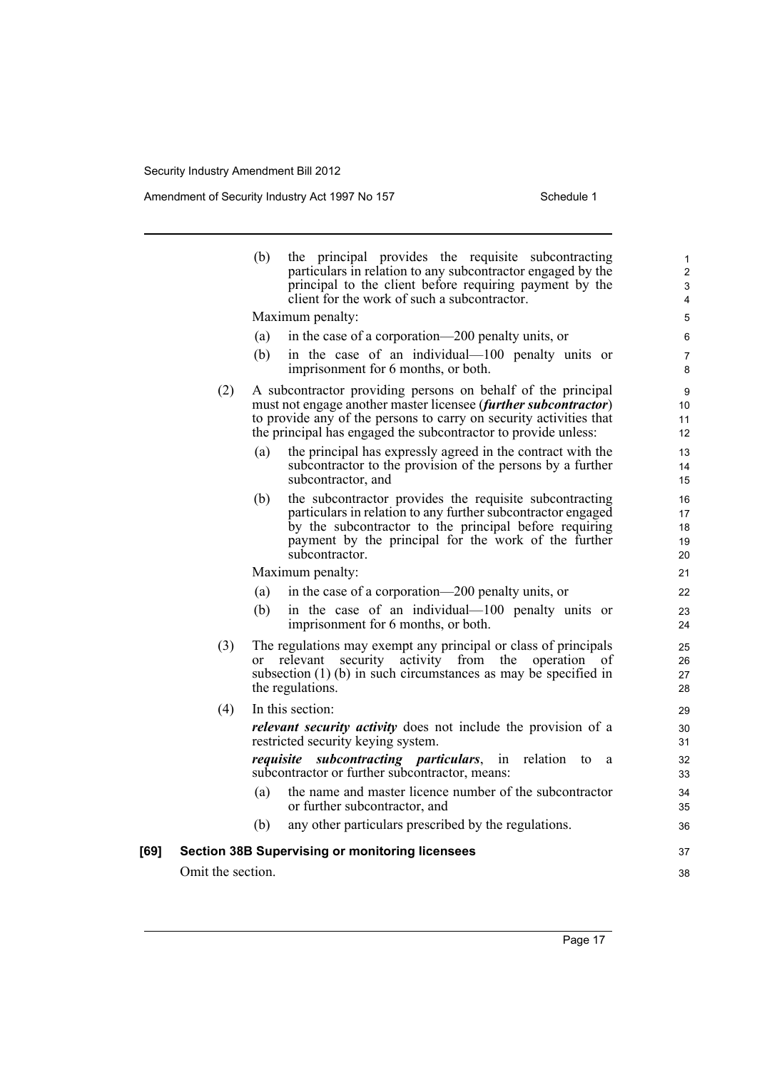(b) the principal provides the requisite subcontracting particulars in relation to any subcontractor engaged by the principal to the client before requiring payment by the client for the work of such a subcontractor.

Maximum penalty:

(a) in the case of a corporation—200 penalty units, or

(b) in the case of an individual—100 penalty units or imprisonment for 6 months, or both.

(2) A subcontractor providing persons on behalf of the principal must not engage another master licensee (***further subcontractor***) to provide any of the persons to carry on security activities that the principal has engaged the subcontractor to provide unless:

(a) the principal has expressly agreed in the contract with the subcontractor to the provision of the persons by a further subcontractor, and

(b) the subcontractor provides the requisite subcontracting particulars in relation to any further subcontractor engaged by the subcontractor to the principal before requiring payment by the principal for the work of the further subcontractor.

Maximum penalty:

(a) in the case of a corporation—200 penalty units, or

(b) in the case of an individual—100 penalty units or imprisonment for 6 months, or both.

(3) The regulations may exempt any principal or class of principals or relevant security activity from the operation of subsection (1) (b) in such circumstances as may be specified in the regulations.

(4) In this section:

***relevant security activity*** does not include the provision of a restricted security keying system.

***requisite subcontracting particulars***, in relation to a subcontractor or further subcontractor, means:

(a) the name and master licence number of the subcontractor or further subcontractor, and

(b) any other particulars prescribed by the regulations.

**[69] Section 38B Supervising or monitoring licensees**

Omit the section.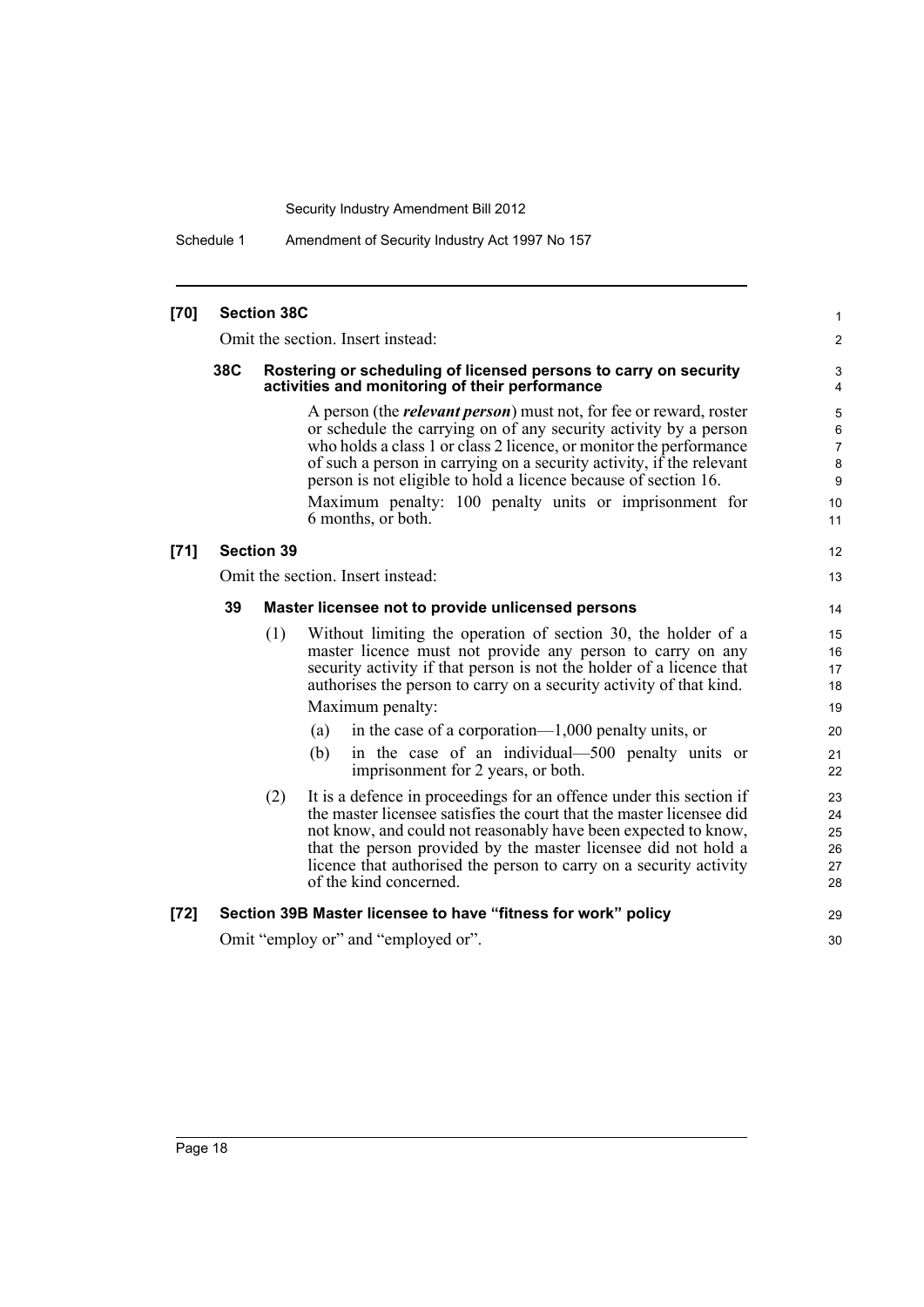**[70] Section 38C**

Omit the section. Insert instead:

**38C Rostering or scheduling of licensed persons to carry on security activities and monitoring of their performance**

A person (the ***relevant person***) must not, for fee or reward, roster or schedule the carrying on of any security activity by a person who holds a class 1 or class 2 licence, or monitor the performance of such a person in carrying on a security activity, if the relevant person is not eligible to hold a licence because of section 16.

Maximum penalty: 100 penalty units or imprisonment for 6 months, or both.

**[71] Section 39**

Omit the section. Insert instead:

**39 Master licensee not to provide unlicensed persons**

(1) Without limiting the operation of section 30, the holder of a master licence must not provide any person to carry on any security activity if that person is not the holder of a licence that authorises the person to carry on a security activity of that kind.

Maximum penalty:

(a) in the case of a corporation—1,000 penalty units, or

(b) in the case of an individual—500 penalty units or imprisonment for 2 years, or both.

(2) It is a defence in proceedings for an offence under this section if the master licensee satisfies the court that the master licensee did not know, and could not reasonably have been expected to know, that the person provided by the master licensee did not hold a licence that authorised the person to carry on a security activity of the kind concerned.

**[72] Section 39B Master licensee to have "fitness for work" policy**

Omit "employ or" and "employed or".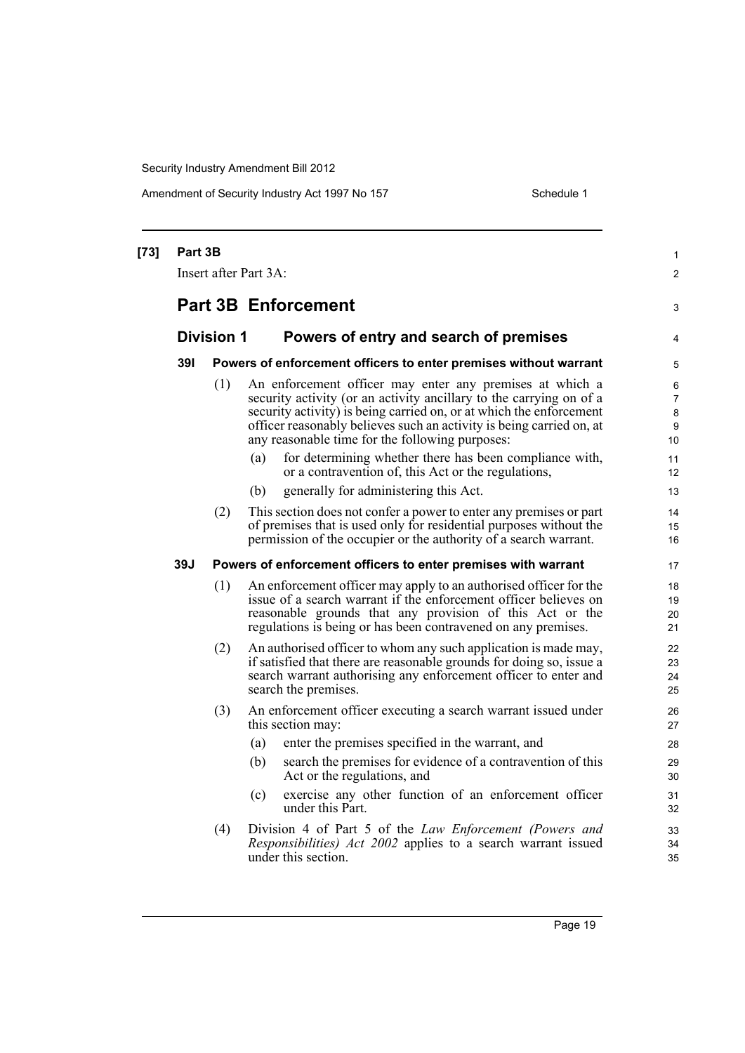**[73] Part 3B**

Insert after Part 3A:

# Part 3B Enforcement

## Division 1 Powers of entry and search of premises

### 39I Powers of enforcement officers to enter premises without warrant

(1) An enforcement officer may enter any premises at which a security activity (or an activity ancillary to the carrying on of a security activity) is being carried on, or at which the enforcement officer reasonably believes such an activity is being carried on, at any reasonable time for the following purposes:

- (a) for determining whether there has been compliance with, or a contravention of, this Act or the regulations,
- (b) generally for administering this Act.

(2) This section does not confer a power to enter any premises or part of premises that is used only for residential purposes without the permission of the occupier or the authority of a search warrant.

### 39J Powers of enforcement officers to enter premises with warrant

(1) An enforcement officer may apply to an authorised officer for the issue of a search warrant if the enforcement officer believes on reasonable grounds that any provision of this Act or the regulations is being or has been contravened on any premises.

(2) An authorised officer to whom any such application is made may, if satisfied that there are reasonable grounds for doing so, issue a search warrant authorising any enforcement officer to enter and search the premises.

(3) An enforcement officer executing a search warrant issued under this section may:

- (a) enter the premises specified in the warrant, and
- (b) search the premises for evidence of a contravention of this Act or the regulations, and
- (c) exercise any other function of an enforcement officer under this Part.

(4) Division 4 of Part 5 of the *Law Enforcement (Powers and Responsibilities) Act 2002* applies to a search warrant issued under this section.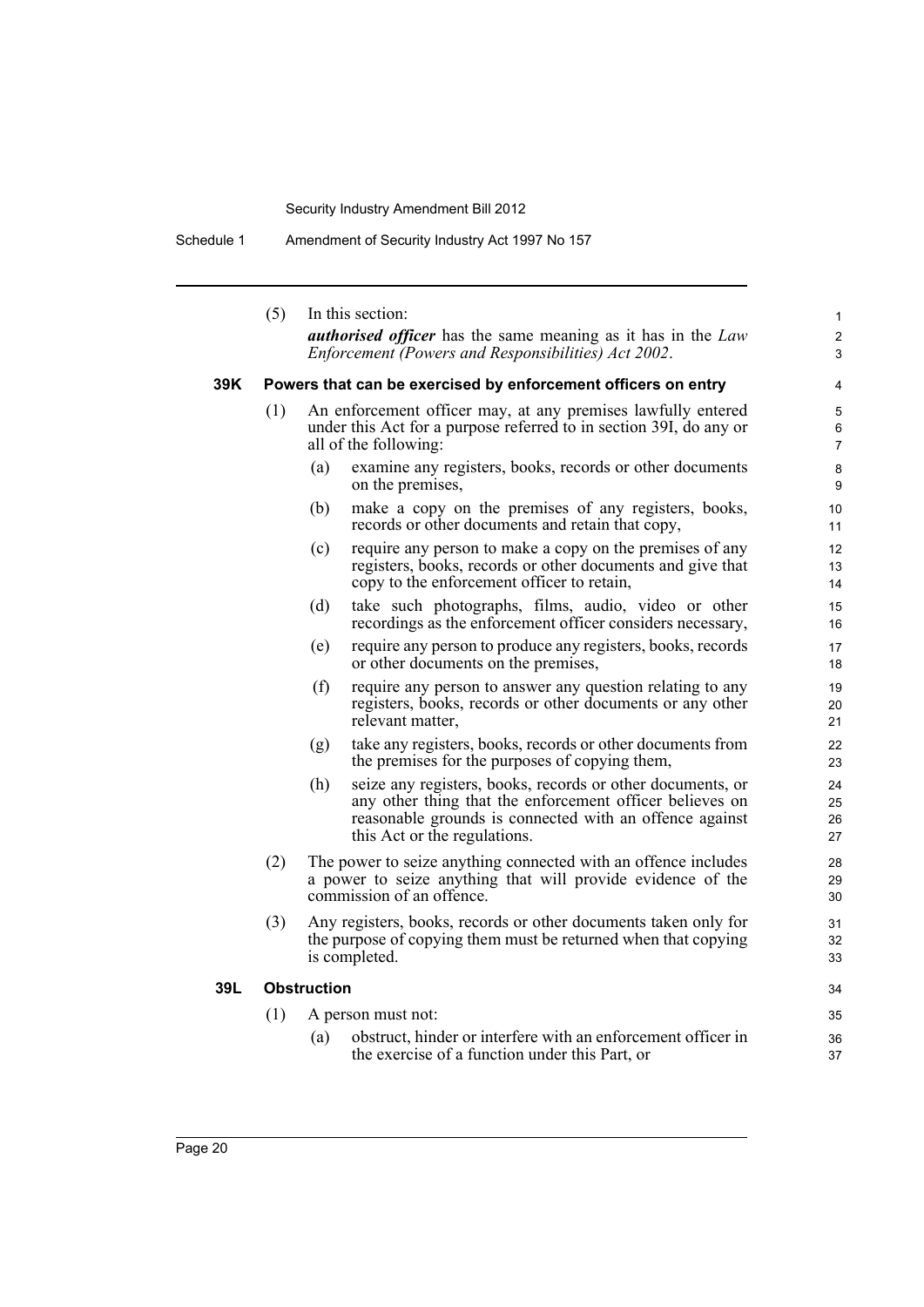(5) In this section:

***authorised officer*** has the same meaning as it has in the *Law Enforcement (Powers and Responsibilities) Act 2002*.

### 39K Powers that can be exercised by enforcement officers on entry

(1) An enforcement officer may, at any premises lawfully entered under this Act for a purpose referred to in section 39I, do any or all of the following:

- (a) examine any registers, books, records or other documents on the premises,
- (b) make a copy on the premises of any registers, books, records or other documents and retain that copy,
- (c) require any person to make a copy on the premises of any registers, books, records or other documents and give that copy to the enforcement officer to retain,
- (d) take such photographs, films, audio, video or other recordings as the enforcement officer considers necessary,
- (e) require any person to produce any registers, books, records or other documents on the premises,
- (f) require any person to answer any question relating to any registers, books, records or other documents or any other relevant matter,
- (g) take any registers, books, records or other documents from the premises for the purposes of copying them,
- (h) seize any registers, books, records or other documents, or any other thing that the enforcement officer believes on reasonable grounds is connected with an offence against this Act or the regulations.

(2) The power to seize anything connected with an offence includes a power to seize anything that will provide evidence of the commission of an offence.

(3) Any registers, books, records or other documents taken only for the purpose of copying them must be returned when that copying is completed.

### 39L Obstruction

(1) A person must not:

- (a) obstruct, hinder or interfere with an enforcement officer in the exercise of a function under this Part, or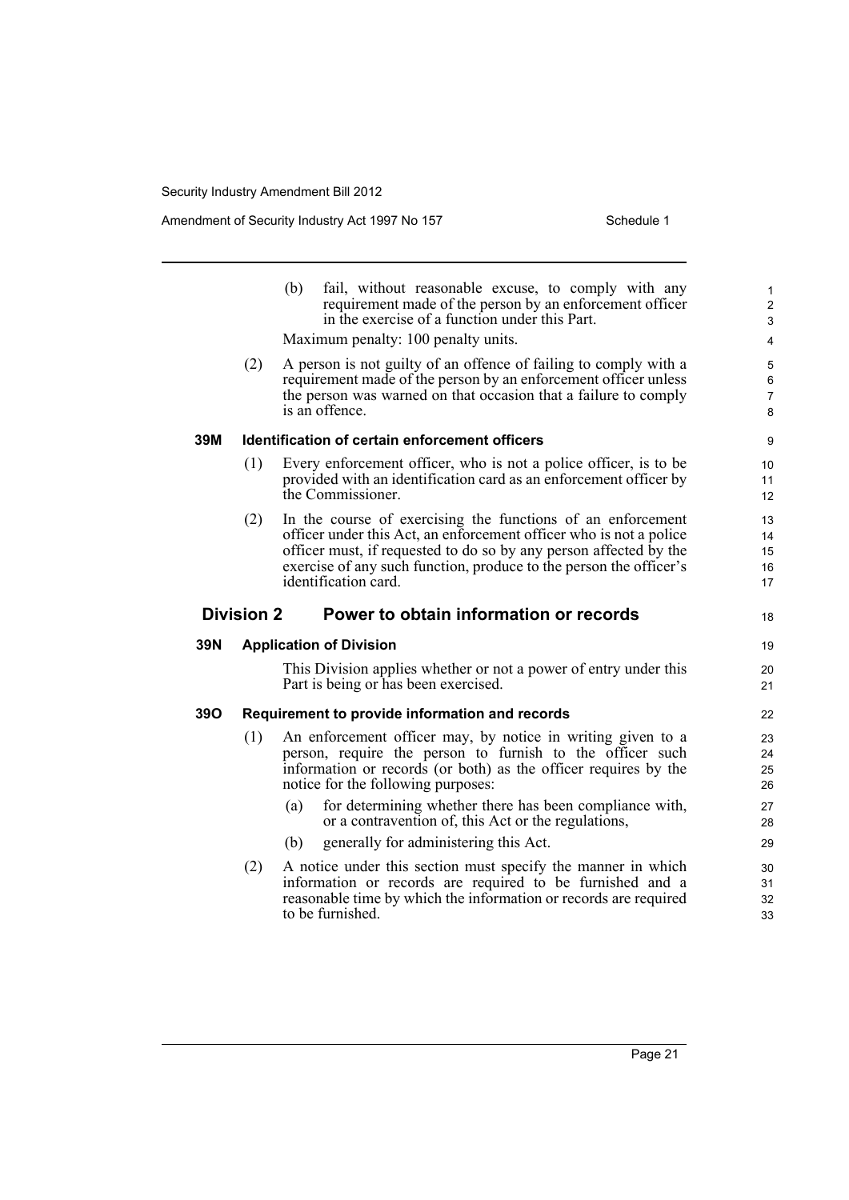(b) fail, without reasonable excuse, to comply with any requirement made of the person by an enforcement officer in the exercise of a function under this Part.

Maximum penalty: 100 penalty units.

(2) A person is not guilty of an offence of failing to comply with a requirement made of the person by an enforcement officer unless the person was warned on that occasion that a failure to comply is an offence.

**39M Identification of certain enforcement officers**

(1) Every enforcement officer, who is not a police officer, is to be provided with an identification card as an enforcement officer by the Commissioner.

(2) In the course of exercising the functions of an enforcement officer under this Act, an enforcement officer who is not a police officer must, if requested to do so by any person affected by the exercise of any such function, produce to the person the officer's identification card.

## Division 2 Power to obtain information or records

**39N Application of Division**

This Division applies whether or not a power of entry under this Part is being or has been exercised.

**39O Requirement to provide information and records**

(1) An enforcement officer may, by notice in writing given to a person, require the person to furnish to the officer such information or records (or both) as the officer requires by the notice for the following purposes:

(a) for determining whether there has been compliance with, or a contravention of, this Act or the regulations,

(b) generally for administering this Act.

(2) A notice under this section must specify the manner in which information or records are required to be furnished and a reasonable time by which the information or records are required to be furnished.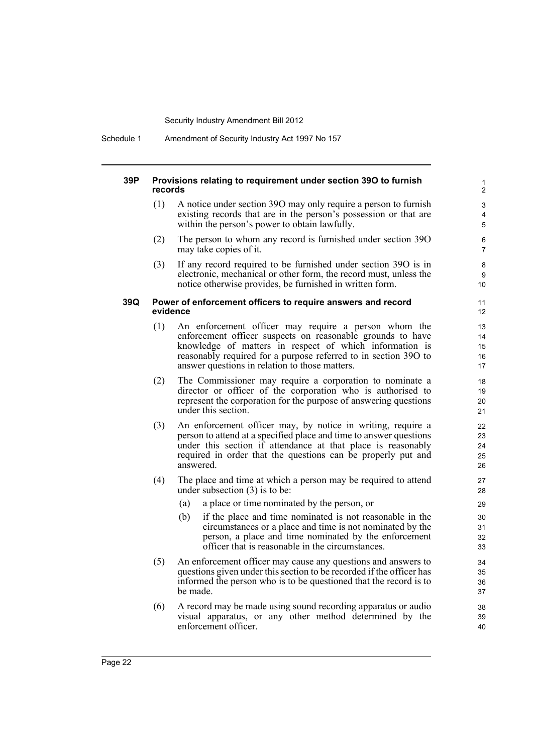#### 39P Provisions relating to requirement under section 39O to furnish records

(1) A notice under section 39O may only require a person to furnish existing records that are in the person's possession or that are within the person's power to obtain lawfully.

(2) The person to whom any record is furnished under section 39O may take copies of it.

(3) If any record required to be furnished under section 39O is in electronic, mechanical or other form, the record must, unless the notice otherwise provides, be furnished in written form.

#### 39Q Power of enforcement officers to require answers and record evidence

(1) An enforcement officer may require a person whom the enforcement officer suspects on reasonable grounds to have knowledge of matters in respect of which information is reasonably required for a purpose referred to in section 39O to answer questions in relation to those matters.

(2) The Commissioner may require a corporation to nominate a director or officer of the corporation who is authorised to represent the corporation for the purpose of answering questions under this section.

(3) An enforcement officer may, by notice in writing, require a person to attend at a specified place and time to answer questions under this section if attendance at that place is reasonably required in order that the questions can be properly put and answered.

(4) The place and time at which a person may be required to attend under subsection (3) is to be:

- (a) a place or time nominated by the person, or
- (b) if the place and time nominated is not reasonable in the circumstances or a place and time is not nominated by the person, a place and time nominated by the enforcement officer that is reasonable in the circumstances.

(5) An enforcement officer may cause any questions and answers to questions given under this section to be recorded if the officer has informed the person who is to be questioned that the record is to be made.

(6) A record may be made using sound recording apparatus or audio visual apparatus, or any other method determined by the enforcement officer.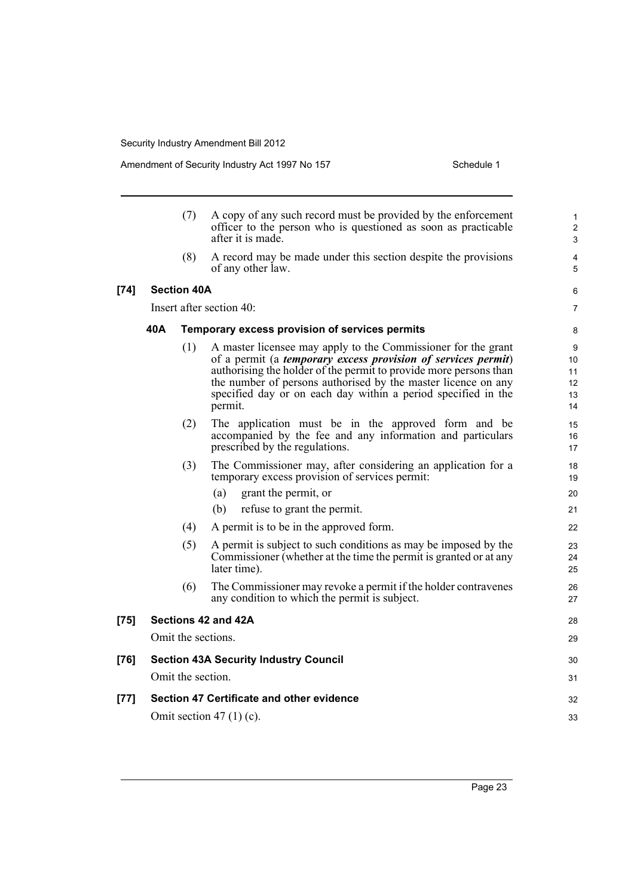(7) A copy of any such record must be provided by the enforcement officer to the person who is questioned as soon as practicable after it is made.

(8) A record may be made under this section despite the provisions of any other law.

**[74] Section 40A**

Insert after section 40:

**40A Temporary excess provision of services permits**

(1) A master licensee may apply to the Commissioner for the grant of a permit (a ***temporary excess provision of services permit***) authorising the holder of the permit to provide more persons than the number of persons authorised by the master licence on any specified day or on each day within a period specified in the permit.

(2) The application must be in the approved form and be accompanied by the fee and any information and particulars prescribed by the regulations.

(3) The Commissioner may, after considering an application for a temporary excess provision of services permit:

(a) grant the permit, or

(b) refuse to grant the permit.

(4) A permit is to be in the approved form.

(5) A permit is subject to such conditions as may be imposed by the Commissioner (whether at the time the permit is granted or at any later time).

(6) The Commissioner may revoke a permit if the holder contravenes any condition to which the permit is subject.

**[75] Sections 42 and 42A**

Omit the sections.

**[76] Section 43A Security Industry Council**

Omit the section.

**[77] Section 47 Certificate and other evidence**

Omit section 47 (1) (c).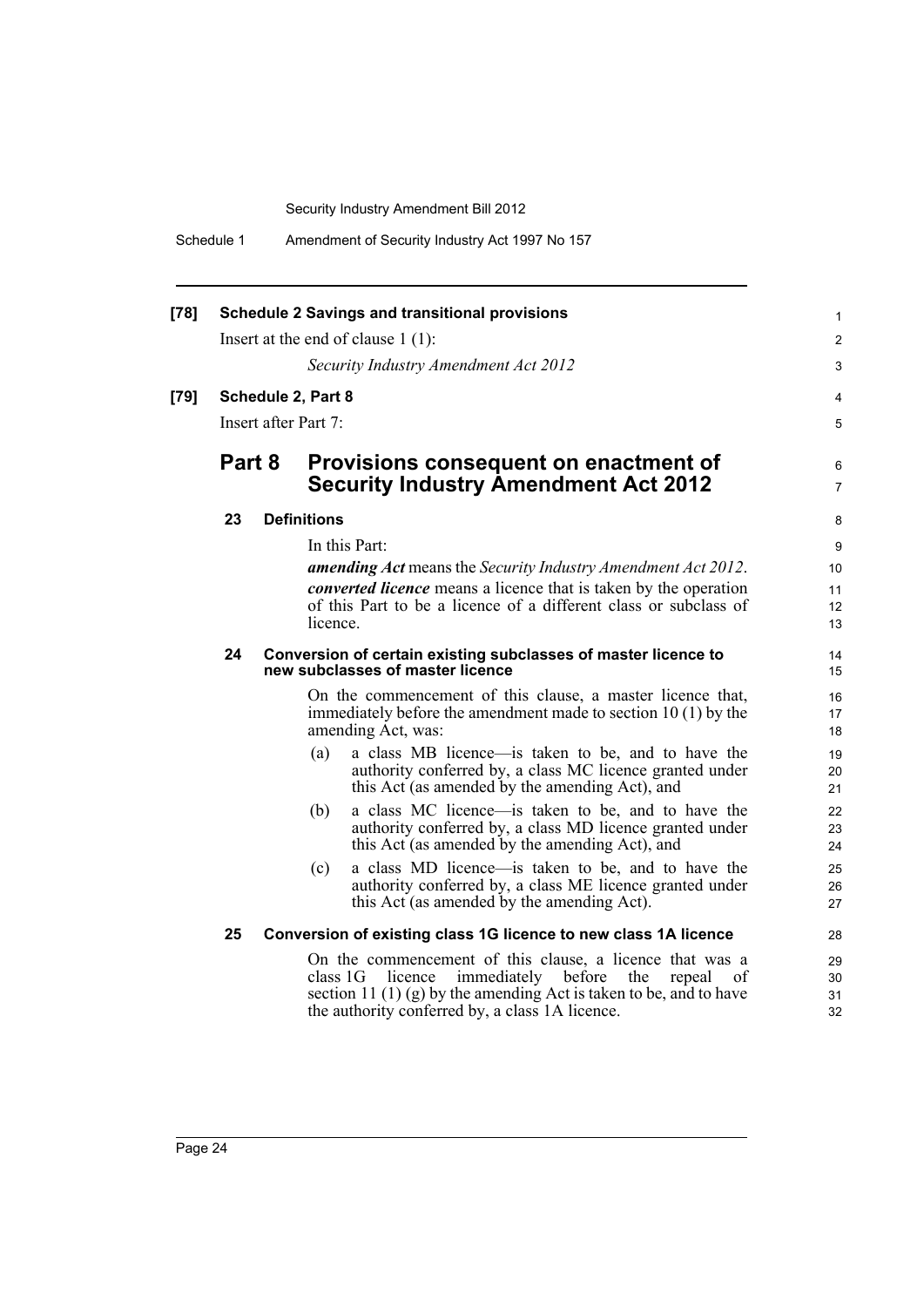**[78] Schedule 2 Savings and transitional provisions**

Insert at the end of clause 1 (1):

*Security Industry Amendment Act 2012*

**[79] Schedule 2, Part 8**

Insert after Part 7:

## Part 8 Provisions consequent on enactment of Security Industry Amendment Act 2012

### 23 Definitions

In this Part:

***amending Act*** means the *Security Industry Amendment Act 2012*.

***converted licence*** means a licence that is taken by the operation of this Part to be a licence of a different class or subclass of licence.

### 24 Conversion of certain existing subclasses of master licence to new subclasses of master licence

On the commencement of this clause, a master licence that, immediately before the amendment made to section 10 (1) by the amending Act, was:

(a) a class MB licence—is taken to be, and to have the authority conferred by, a class MC licence granted under this Act (as amended by the amending Act), and

(b) a class MC licence—is taken to be, and to have the authority conferred by, a class MD licence granted under this Act (as amended by the amending Act), and

(c) a class MD licence—is taken to be, and to have the authority conferred by, a class ME licence granted under this Act (as amended by the amending Act).

### 25 Conversion of existing class 1G licence to new class 1A licence

On the commencement of this clause, a licence that was a class 1G licence immediately before the repeal of section 11 (1) (g) by the amending Act is taken to be, and to have the authority conferred by, a class 1A licence.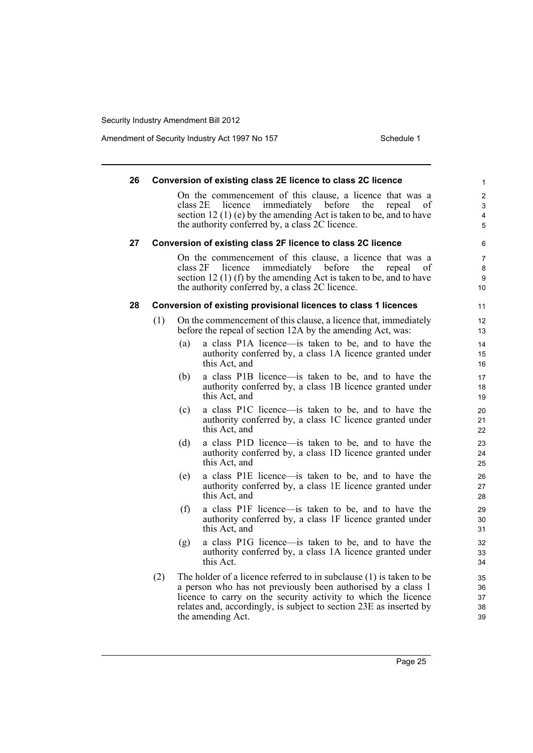**26 Conversion of existing class 2E licence to class 2C licence**

On the commencement of this clause, a licence that was a class 2E licence immediately before the repeal of section 12 (1) (e) by the amending Act is taken to be, and to have the authority conferred by, a class 2C licence.

**27 Conversion of existing class 2F licence to class 2C licence**

On the commencement of this clause, a licence that was a class 2F licence immediately before the repeal of section 12 (1) (f) by the amending Act is taken to be, and to have the authority conferred by, a class 2C licence.

**28 Conversion of existing provisional licences to class 1 licences**

(1) On the commencement of this clause, a licence that, immediately before the repeal of section 12A by the amending Act, was:

(a) a class P1A licence—is taken to be, and to have the authority conferred by, a class 1A licence granted under this Act, and

(b) a class P1B licence—is taken to be, and to have the authority conferred by, a class 1B licence granted under this Act, and

(c) a class P1C licence—is taken to be, and to have the authority conferred by, a class 1C licence granted under this Act, and

(d) a class P1D licence—is taken to be, and to have the authority conferred by, a class 1D licence granted under this Act, and

(e) a class P1E licence—is taken to be, and to have the authority conferred by, a class 1E licence granted under this Act, and

(f) a class P1F licence—is taken to be, and to have the authority conferred by, a class 1F licence granted under this Act, and

(g) a class P1G licence—is taken to be, and to have the authority conferred by, a class 1A licence granted under this Act.

(2) The holder of a licence referred to in subclause (1) is taken to be a person who has not previously been authorised by a class 1 licence to carry on the security activity to which the licence relates and, accordingly, is subject to section 23E as inserted by the amending Act.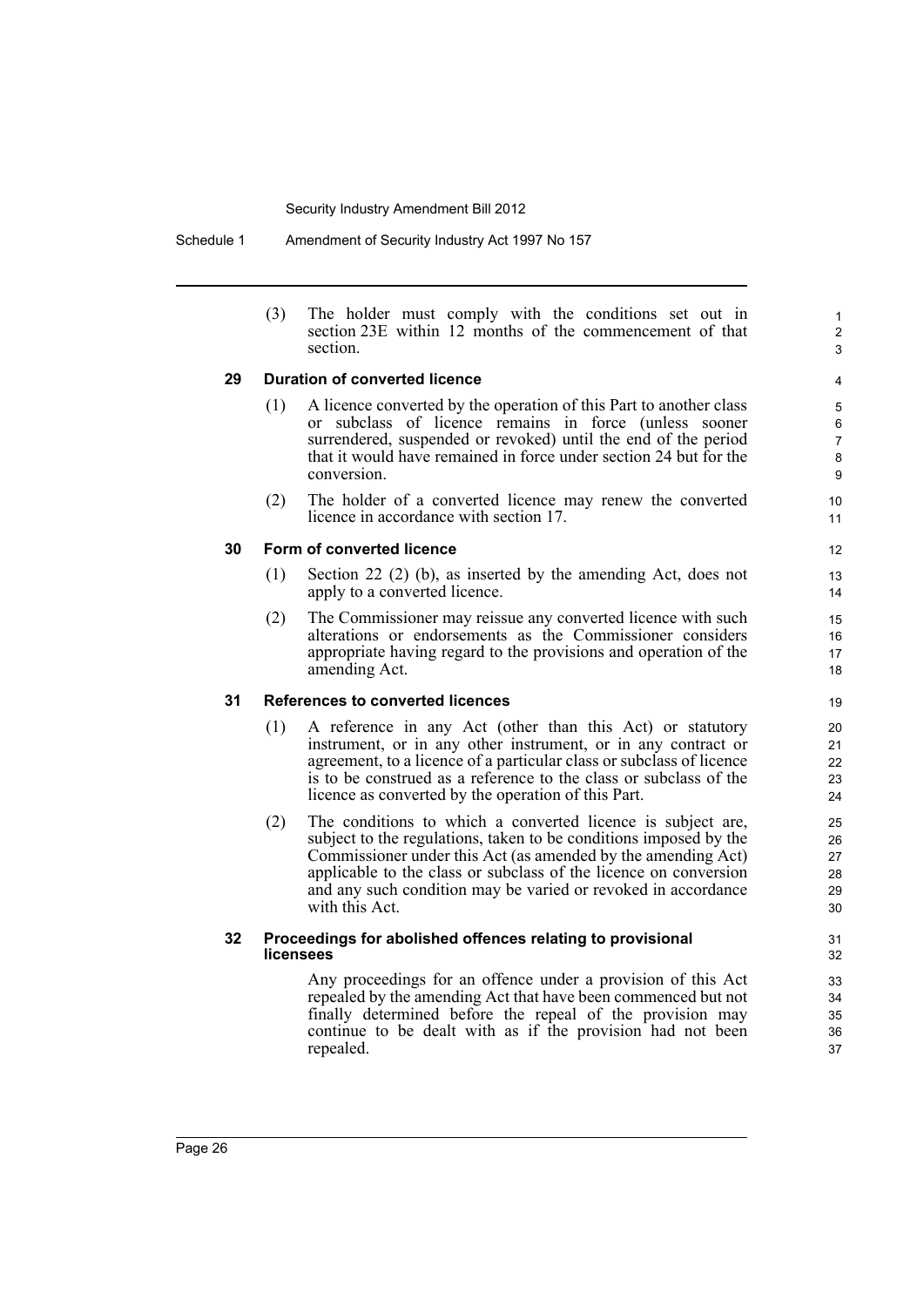(3) The holder must comply with the conditions set out in section 23E within 12 months of the commencement of that section.

### 29 Duration of converted licence

(1) A licence converted by the operation of this Part to another class or subclass of licence remains in force (unless sooner surrendered, suspended or revoked) until the end of the period that it would have remained in force under section 24 but for the conversion.

(2) The holder of a converted licence may renew the converted licence in accordance with section 17.

### 30 Form of converted licence

(1) Section 22 (2) (b), as inserted by the amending Act, does not apply to a converted licence.

(2) The Commissioner may reissue any converted licence with such alterations or endorsements as the Commissioner considers appropriate having regard to the provisions and operation of the amending Act.

### 31 References to converted licences

(1) A reference in any Act (other than this Act) or statutory instrument, or in any other instrument, or in any contract or agreement, to a licence of a particular class or subclass of licence is to be construed as a reference to the class or subclass of the licence as converted by the operation of this Part.

(2) The conditions to which a converted licence is subject are, subject to the regulations, taken to be conditions imposed by the Commissioner under this Act (as amended by the amending Act) applicable to the class or subclass of the licence on conversion and any such condition may be varied or revoked in accordance with this Act.

### 32 Proceedings for abolished offences relating to provisional licensees

Any proceedings for an offence under a provision of this Act repealed by the amending Act that have been commenced but not finally determined before the repeal of the provision may continue to be dealt with as if the provision had not been repealed.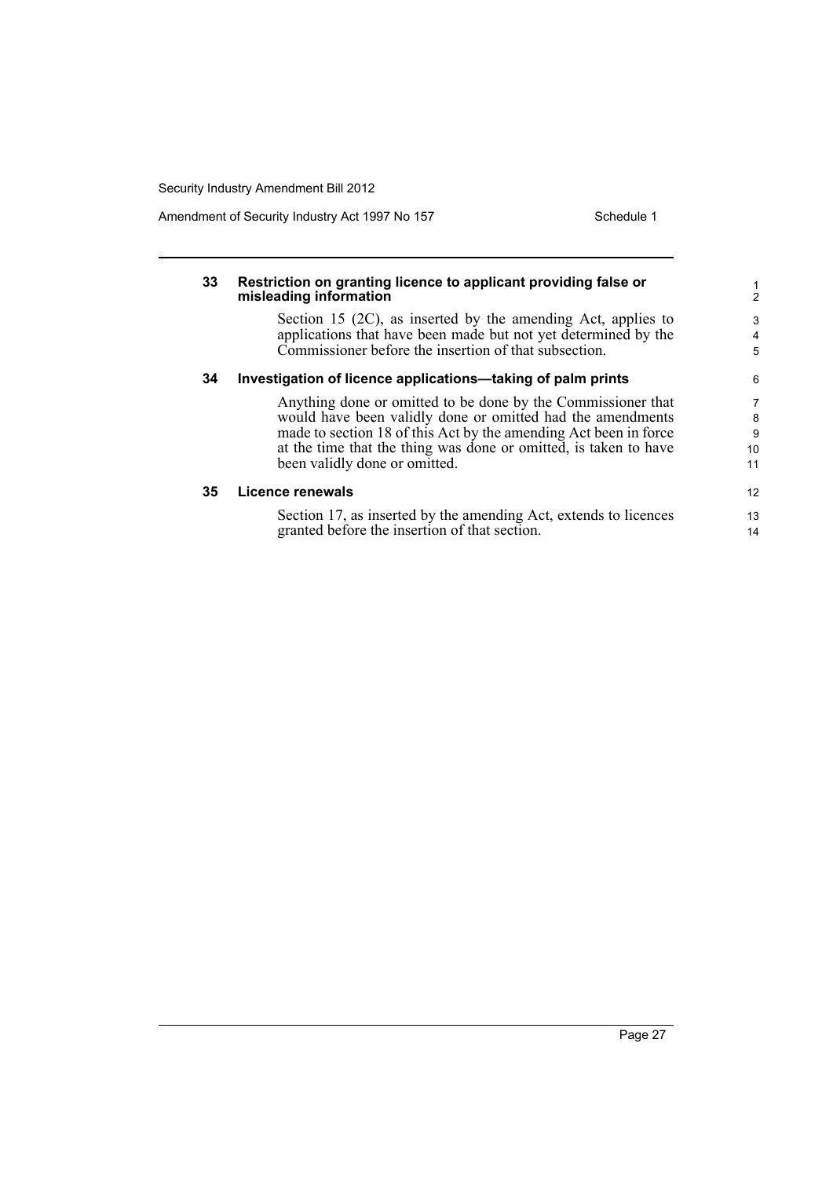### 33 Restriction on granting licence to applicant providing false or misleading information

Section 15 (2C), as inserted by the amending Act, applies to applications that have been made but not yet determined by the Commissioner before the insertion of that subsection.

### 34 Investigation of licence applications—taking of palm prints

Anything done or omitted to be done by the Commissioner that would have been validly done or omitted had the amendments made to section 18 of this Act by the amending Act been in force at the time that the thing was done or omitted, is taken to have been validly done or omitted.

### 35 Licence renewals

Section 17, as inserted by the amending Act, extends to licences granted before the insertion of that section.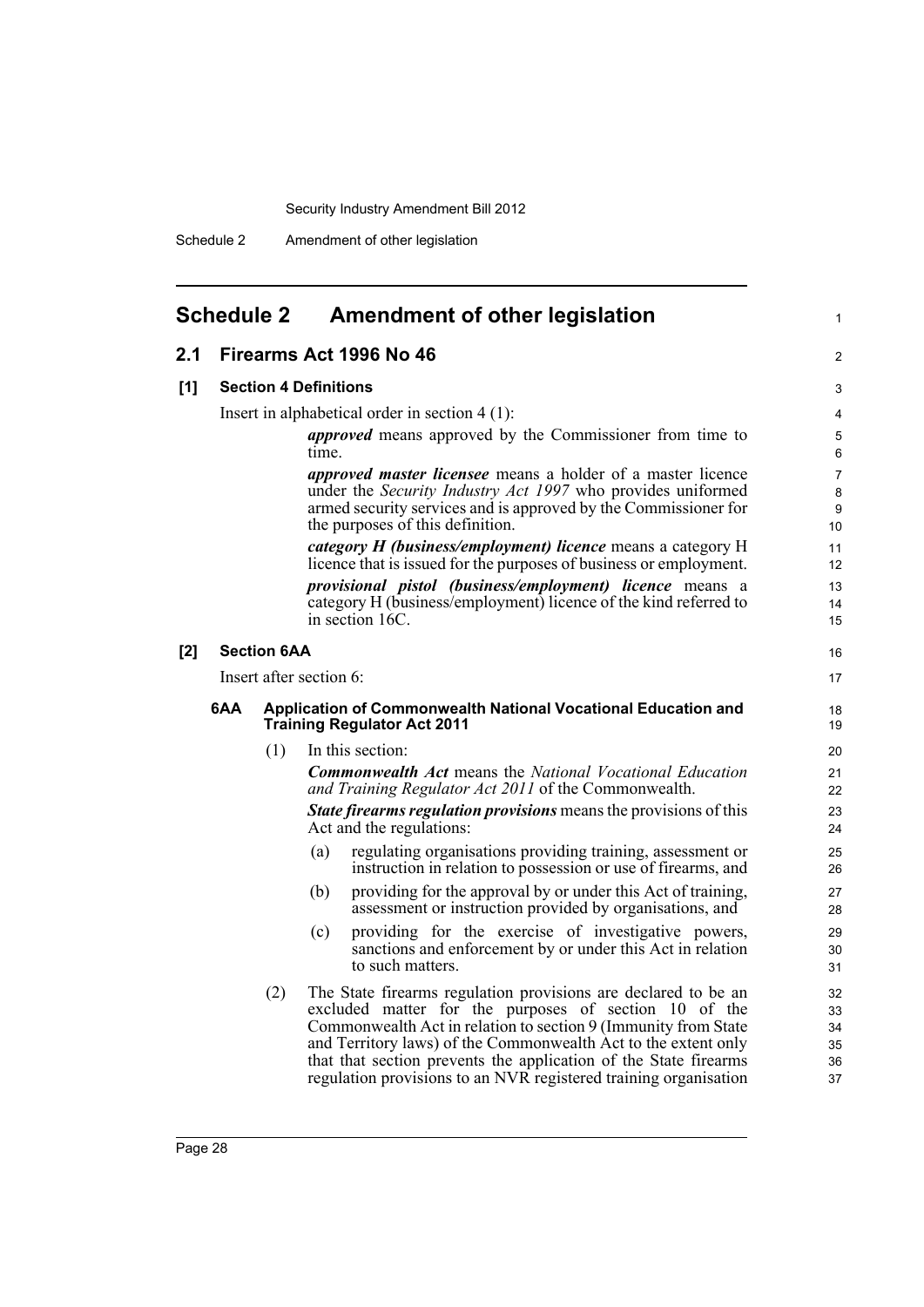## Schedule 2 Amendment of other legislation

### 2.1 Firearms Act 1996 No 46

**[1] Section 4 Definitions**

Insert in alphabetical order in section 4 (1):

> ***approved*** means approved by the Commissioner from time to time.
>
> ***approved master licensee*** means a holder of a master licence under the *Security Industry Act 1997* who provides uniformed armed security services and is approved by the Commissioner for the purposes of this definition.
>
> ***category H (business/employment) licence*** means a category H licence that is issued for the purposes of business or employment.
>
> ***provisional pistol (business/employment) licence*** means a category H (business/employment) licence of the kind referred to in section 16C.

**[2] Section 6AA**

Insert after section 6:

> **6AA Application of Commonwealth National Vocational Education and Training Regulator Act 2011**
>
> (1) In this section:
>
> ***Commonwealth Act*** means the *National Vocational Education and Training Regulator Act 2011* of the Commonwealth.
>
> ***State firearms regulation provisions*** means the provisions of this Act and the regulations:
>
> (a) regulating organisations providing training, assessment or instruction in relation to possession or use of firearms, and
>
> (b) providing for the approval by or under this Act of training, assessment or instruction provided by organisations, and
>
> (c) providing for the exercise of investigative powers, sanctions and enforcement by or under this Act in relation to such matters.
>
> (2) The State firearms regulation provisions are declared to be an excluded matter for the purposes of section 10 of the Commonwealth Act in relation to section 9 (Immunity from State and Territory laws) of the Commonwealth Act to the extent only that that section prevents the application of the State firearms regulation provisions to an NVR registered training organisation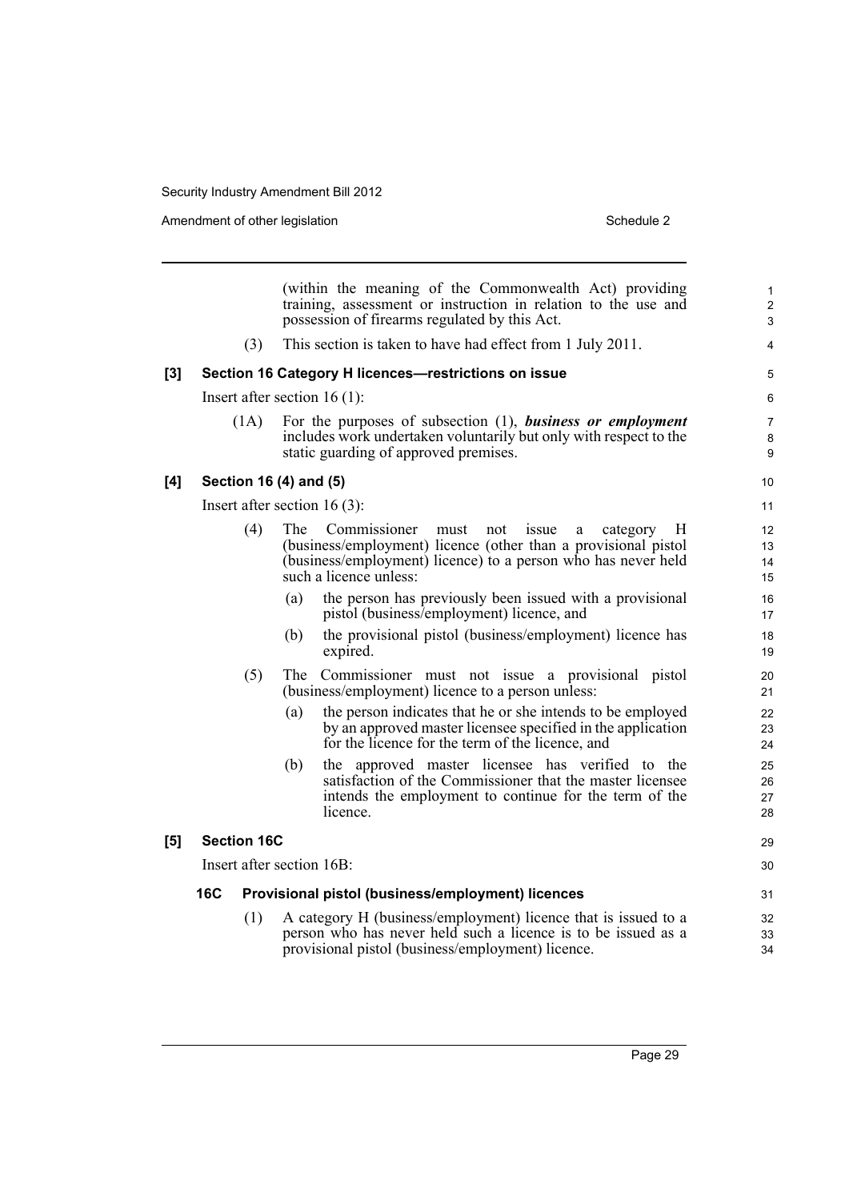(within the meaning of the Commonwealth Act) providing training, assessment or instruction in relation to the use and possession of firearms regulated by this Act.

(3) This section is taken to have had effect from 1 July 2011.

**[3] Section 16 Category H licences—restrictions on issue**

Insert after section 16 (1):

(1A) For the purposes of subsection (1), ***business or employment*** includes work undertaken voluntarily but only with respect to the static guarding of approved premises.

**[4] Section 16 (4) and (5)**

Insert after section 16 (3):

(4) The Commissioner must not issue a category H (business/employment) licence (other than a provisional pistol (business/employment) licence) to a person who has never held such a licence unless:

(a) the person has previously been issued with a provisional pistol (business/employment) licence, and

(b) the provisional pistol (business/employment) licence has expired.

(5) The Commissioner must not issue a provisional pistol (business/employment) licence to a person unless:

(a) the person indicates that he or she intends to be employed by an approved master licensee specified in the application for the licence for the term of the licence, and

(b) the approved master licensee has verified to the satisfaction of the Commissioner that the master licensee intends the employment to continue for the term of the licence.

**[5] Section 16C**

Insert after section 16B:

**16C Provisional pistol (business/employment) licences**

(1) A category H (business/employment) licence that is issued to a person who has never held such a licence is to be issued as a provisional pistol (business/employment) licence.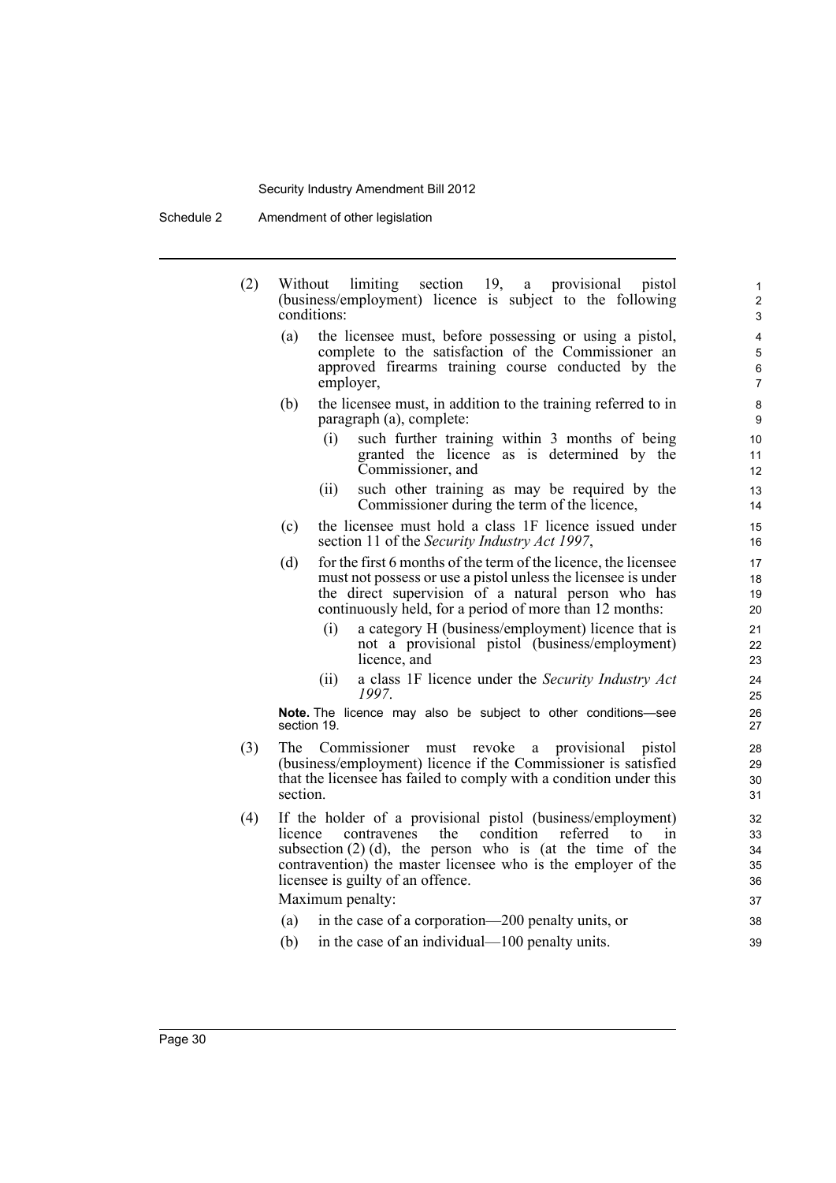(2) Without limiting section 19, a provisional pistol (business/employment) licence is subject to the following conditions:

(a) the licensee must, before possessing or using a pistol, complete to the satisfaction of the Commissioner an approved firearms training course conducted by the employer,

(b) the licensee must, in addition to the training referred to in paragraph (a), complete:

(i) such further training within 3 months of being granted the licence as is determined by the Commissioner, and

(ii) such other training as may be required by the Commissioner during the term of the licence,

(c) the licensee must hold a class 1F licence issued under section 11 of the *Security Industry Act 1997*,

(d) for the first 6 months of the term of the licence, the licensee must not possess or use a pistol unless the licensee is under the direct supervision of a natural person who has continuously held, for a period of more than 12 months:

(i) a category H (business/employment) licence that is not a provisional pistol (business/employment) licence, and

(ii) a class 1F licence under the *Security Industry Act 1997*.

**Note.** The licence may also be subject to other conditions—see section 19.

(3) The Commissioner must revoke a provisional pistol (business/employment) licence if the Commissioner is satisfied that the licensee has failed to comply with a condition under this section.

(4) If the holder of a provisional pistol (business/employment) licence contravenes the condition referred to in subsection (2) (d), the person who is (at the time of the contravention) the master licensee who is the employer of the licensee is guilty of an offence.

Maximum penalty:

(a) in the case of a corporation—200 penalty units, or

(b) in the case of an individual—100 penalty units.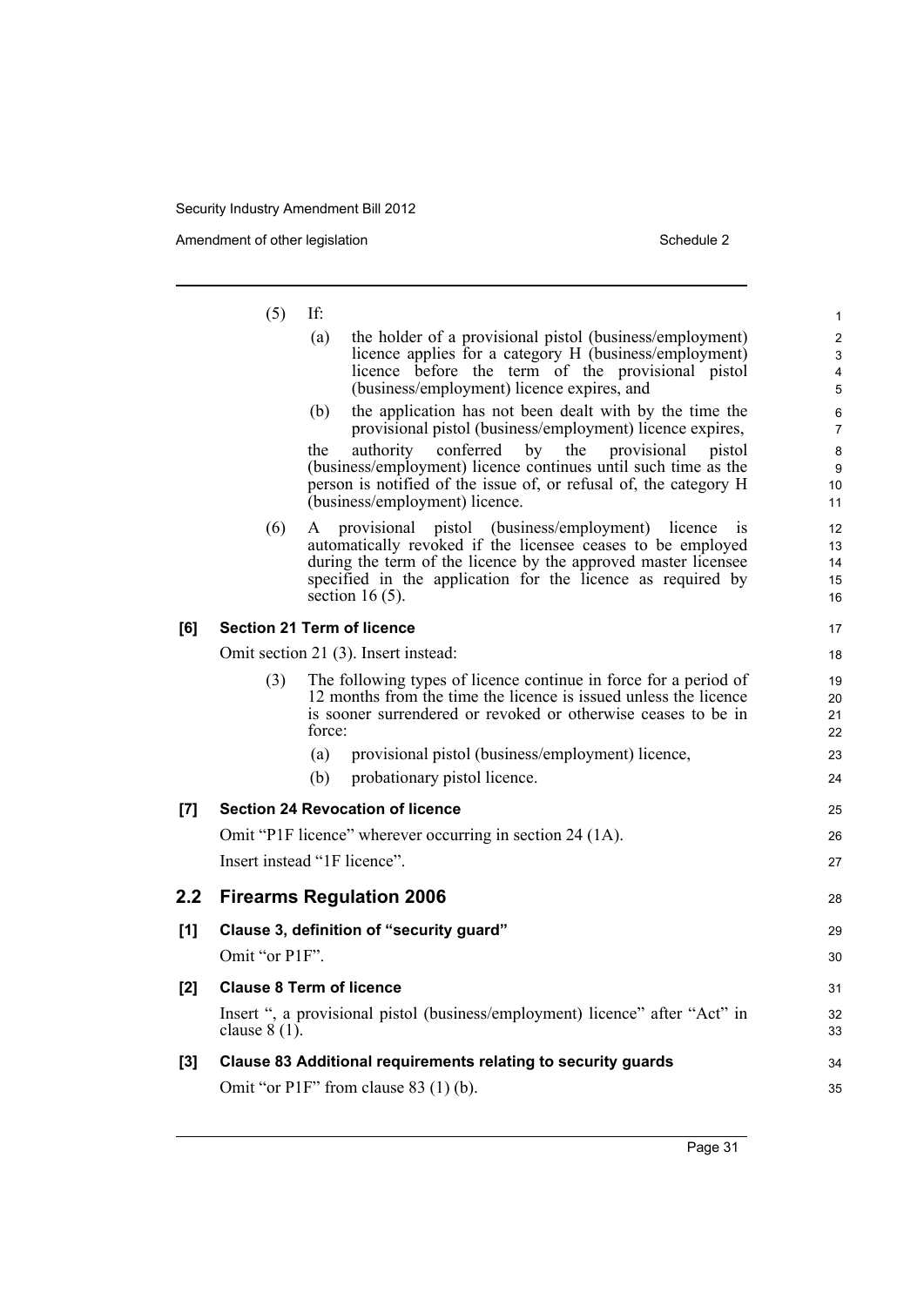(5) If:

(a) the holder of a provisional pistol (business/employment) licence applies for a category H (business/employment) licence before the term of the provisional pistol (business/employment) licence expires, and

(b) the application has not been dealt with by the time the provisional pistol (business/employment) licence expires,

the authority conferred by the provisional pistol (business/employment) licence continues until such time as the person is notified of the issue of, or refusal of, the category H (business/employment) licence.

(6) A provisional pistol (business/employment) licence is automatically revoked if the licensee ceases to be employed during the term of the licence by the approved master licensee specified in the application for the licence as required by section 16 (5).

**[6] Section 21 Term of licence**

Omit section 21 (3). Insert instead:

(3) The following types of licence continue in force for a period of 12 months from the time the licence is issued unless the licence is sooner surrendered or revoked or otherwise ceases to be in force:

(a) provisional pistol (business/employment) licence,

(b) probationary pistol licence.

**[7] Section 24 Revocation of licence**

Omit "P1F licence" wherever occurring in section 24 (1A).

Insert instead "1F licence".

## 2.2 Firearms Regulation 2006

**[1] Clause 3, definition of "security guard"**

Omit "or P1F".

**[2] Clause 8 Term of licence**

Insert ", a provisional pistol (business/employment) licence" after "Act" in clause 8 (1).

**[3] Clause 83 Additional requirements relating to security guards**

Omit "or P1F" from clause 83 (1) (b).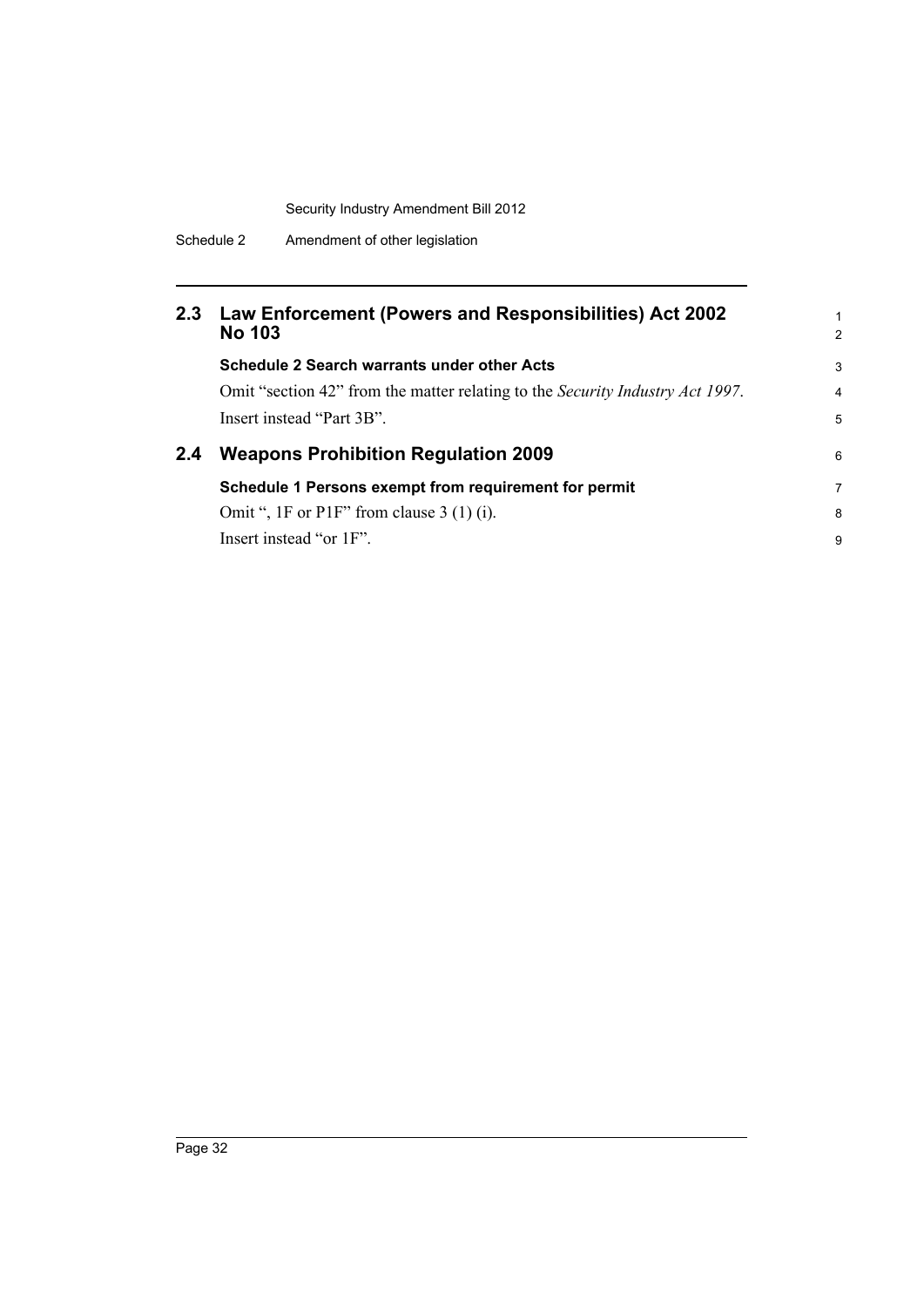## 2.3 Law Enforcement (Powers and Responsibilities) Act 2002 No 103

**Schedule 2 Search warrants under other Acts**

Omit "section 42" from the matter relating to the *Security Industry Act 1997*. Insert instead "Part 3B".

## 2.4 Weapons Prohibition Regulation 2009

**Schedule 1 Persons exempt from requirement for permit**

Omit ", 1F or P1F" from clause 3 (1) (i).

Insert instead "or 1F".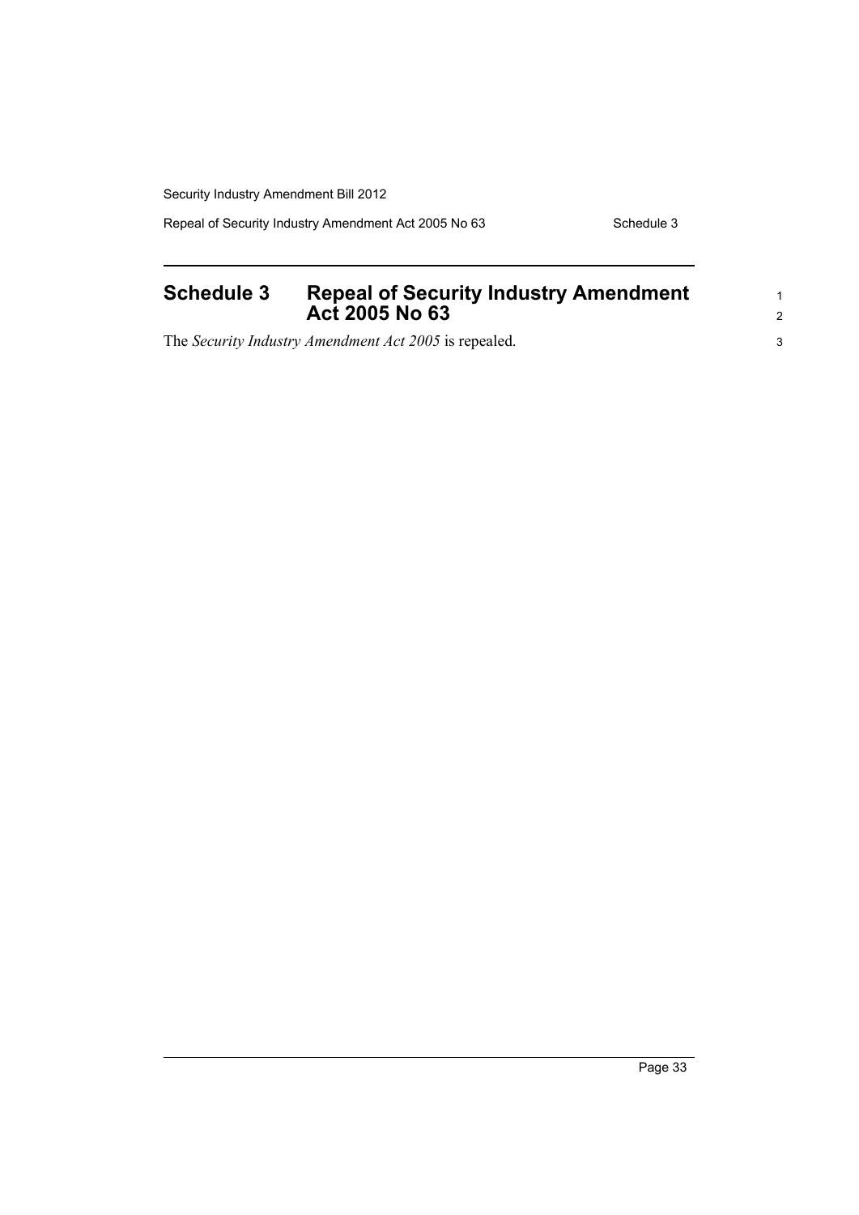# Schedule 3 Repeal of Security Industry Amendment Act 2005 No 63

The *Security Industry Amendment Act 2005* is repealed.